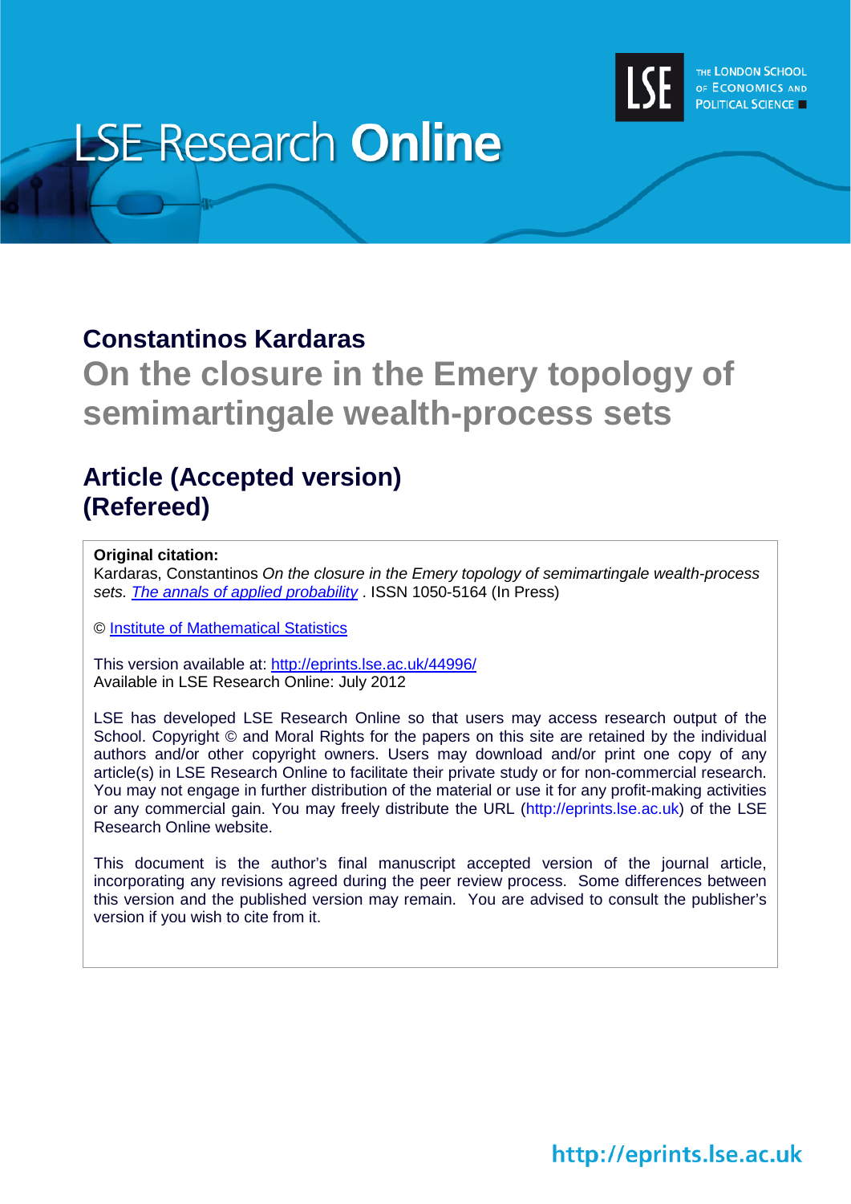# LSE Research Online

THE LONDON SCHOOL OF ECONOMICS AND POLITICAL SCIENCE

## Constantinos Kardaras

# On the closure in the Emery topology of semimartingale wealth-process sets

## Article (Accepted version)
## (Refereed)

**Original citation:**
Kardaras, Constantinos *On the closure in the Emery topology of semimartingale wealth-process sets*. *The annals of applied probability* . ISSN 1050-5164 (In Press)

© Institute of Mathematical Statistics

This version available at: http://eprints.lse.ac.uk/44996/
Available in LSE Research Online: July 2012

LSE has developed LSE Research Online so that users may access research output of the School. Copyright © and Moral Rights for the papers on this site are retained by the individual authors and/or other copyright owners. Users may download and/or print one copy of any article(s) in LSE Research Online to facilitate their private study or for non-commercial research. You may not engage in further distribution of the material or use it for any profit-making activities or any commercial gain. You may freely distribute the URL (http://eprints.lse.ac.uk) of the LSE Research Online website.

This document is the author's final manuscript accepted version of the journal article, incorporating any revisions agreed during the peer review process. Some differences between this version and the published version may remain. You are advised to consult the publisher's version if you wish to cite from it.

http://eprints.lse.ac.uk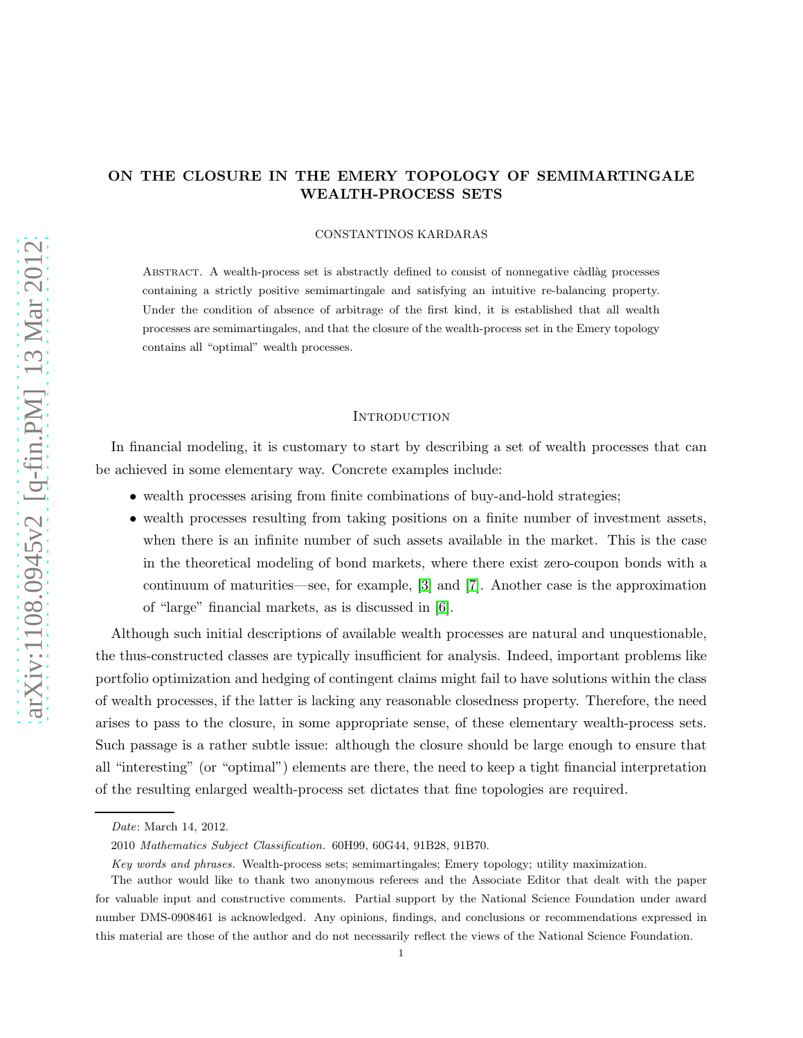# ON THE CLOSURE IN THE EMERY TOPOLOGY OF SEMIMARTINGALE WEALTH-PROCESS SETS

CONSTANTINOS KARDARAS

Abstract. A wealth-process set is abstractly defined to consist of nonnegative càdlàg processes containing a strictly positive semimartingale and satisfying an intuitive re-balancing property. Under the condition of absence of arbitrage of the first kind, it is established that all wealth processes are semimartingales, and that the closure of the wealth-process set in the Emery topology contains all "optimal" wealth processes.

## Introduction

In financial modeling, it is customary to start by describing a set of wealth processes that can be achieved in some elementary way. Concrete examples include:

- wealth processes arising from finite combinations of buy-and-hold strategies;
- wealth processes resulting from taking positions on a finite number of investment assets, when there is an infinite number of such assets available in the market. This is the case in the theoretical modeling of bond markets, where there exist zero-coupon bonds with a continuum of maturities—see, for example, [3] and [7]. Another case is the approximation of "large" financial markets, as is discussed in [6].

Although such initial descriptions of available wealth processes are natural and unquestionable, the thus-constructed classes are typically insufficient for analysis. Indeed, important problems like portfolio optimization and hedging of contingent claims might fail to have solutions within the class of wealth processes, if the latter is lacking any reasonable closedness property. Therefore, the need arises to pass to the closure, in some appropriate sense, of these elementary wealth-process sets. Such passage is a rather subtle issue: although the closure should be large enough to ensure that all "interesting" (or "optimal") elements are there, the need to keep a tight financial interpretation of the resulting enlarged wealth-process set dictates that fine topologies are required.

---

*Date*: March 14, 2012.

2010 *Mathematics Subject Classification.* 60H99, 60G44, 91B28, 91B70.

*Key words and phrases.* Wealth-process sets; semimartingales; Emery topology; utility maximization.

The author would like to thank two anonymous referees and the Associate Editor that dealt with the paper for valuable input and constructive comments. Partial support by the National Science Foundation under award number DMS-0908461 is acknowledged. Any opinions, findings, and conclusions or recommendations expressed in this material are those of the author and do not necessarily reflect the views of the National Science Foundation.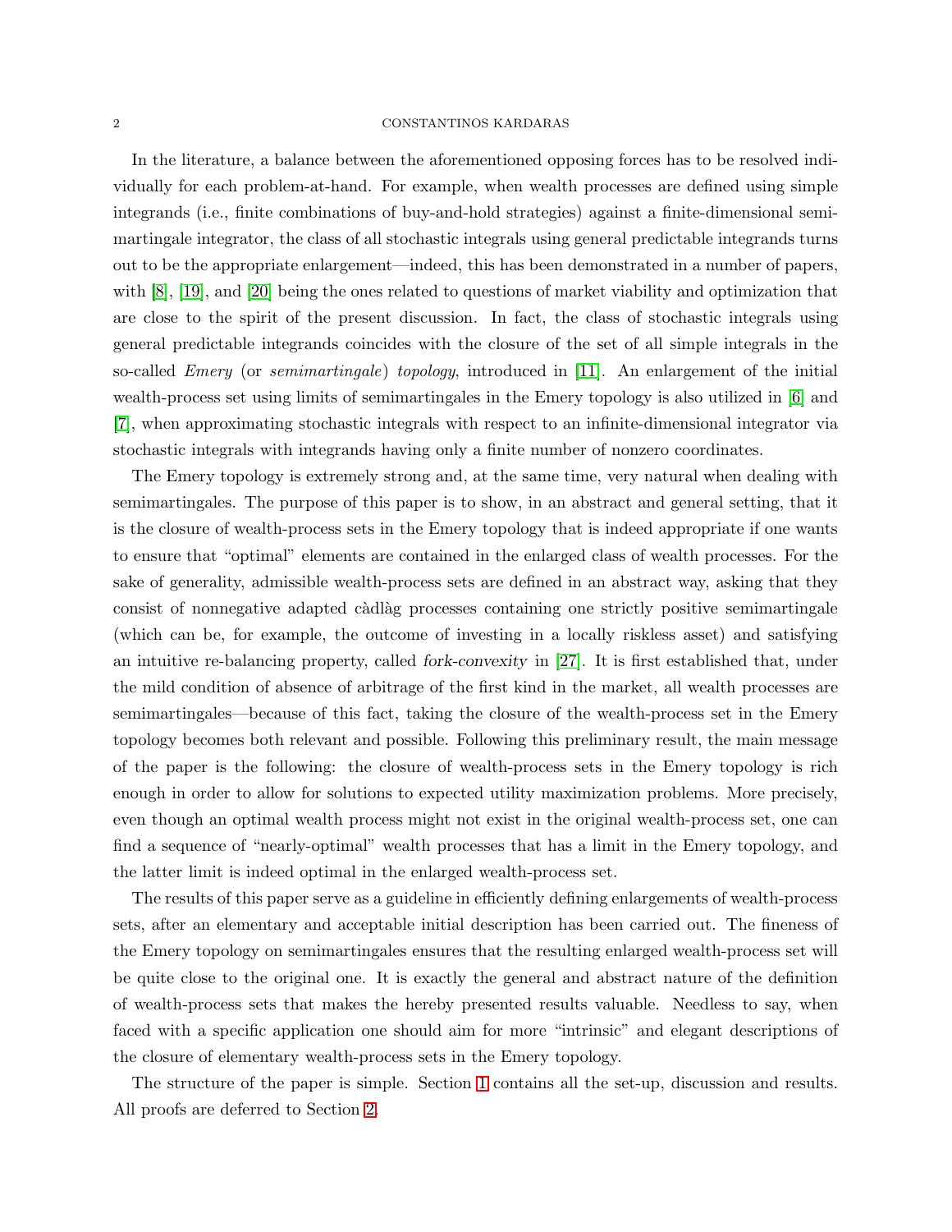In the literature, a balance between the aforementioned opposing forces has to be resolved individually for each problem-at-hand. For example, when wealth processes are defined using simple integrands (i.e., finite combinations of buy-and-hold strategies) against a finite-dimensional semimartingale integrator, the class of all stochastic integrals using general predictable integrands turns out to be the appropriate enlargement—indeed, this has been demonstrated in a number of papers, with [8], [19], and [20] being the ones related to questions of market viability and optimization that are close to the spirit of the present discussion. In fact, the class of stochastic integrals using general predictable integrands coincides with the closure of the set of all simple integrals in the so-called *Emery* (or *semimartingale*) *topology*, introduced in [11]. An enlargement of the initial wealth-process set using limits of semimartingales in the Emery topology is also utilized in [6] and [7], when approximating stochastic integrals with respect to an infinite-dimensional integrator via stochastic integrals with integrands having only a finite number of nonzero coordinates.

The Emery topology is extremely strong and, at the same time, very natural when dealing with semimartingales. The purpose of this paper is to show, in an abstract and general setting, that it is the closure of wealth-process sets in the Emery topology that is indeed appropriate if one wants to ensure that "optimal" elements are contained in the enlarged class of wealth processes. For the sake of generality, admissible wealth-process sets are defined in an abstract way, asking that they consist of nonnegative adapted càdlàg processes containing one strictly positive semimartingale (which can be, for example, the outcome of investing in a locally riskless asset) and satisfying an intuitive re-balancing property, called *fork-convexity* in [27]. It is first established that, under the mild condition of absence of arbitrage of the first kind in the market, all wealth processes are semimartingales—because of this fact, taking the closure of the wealth-process set in the Emery topology becomes both relevant and possible. Following this preliminary result, the main message of the paper is the following: the closure of wealth-process sets in the Emery topology is rich enough in order to allow for solutions to expected utility maximization problems. More precisely, even though an optimal wealth process might not exist in the original wealth-process set, one can find a sequence of "nearly-optimal" wealth processes that has a limit in the Emery topology, and the latter limit is indeed optimal in the enlarged wealth-process set.

The results of this paper serve as a guideline in efficiently defining enlargements of wealth-process sets, after an elementary and acceptable initial description has been carried out. The fineness of the Emery topology on semimartingales ensures that the resulting enlarged wealth-process set will be quite close to the original one. It is exactly the general and abstract nature of the definition of wealth-process sets that makes the hereby presented results valuable. Needless to say, when faced with a specific application one should aim for more "intrinsic" and elegant descriptions of the closure of elementary wealth-process sets in the Emery topology.

The structure of the paper is simple. Section 1 contains all the set-up, discussion and results. All proofs are deferred to Section 2.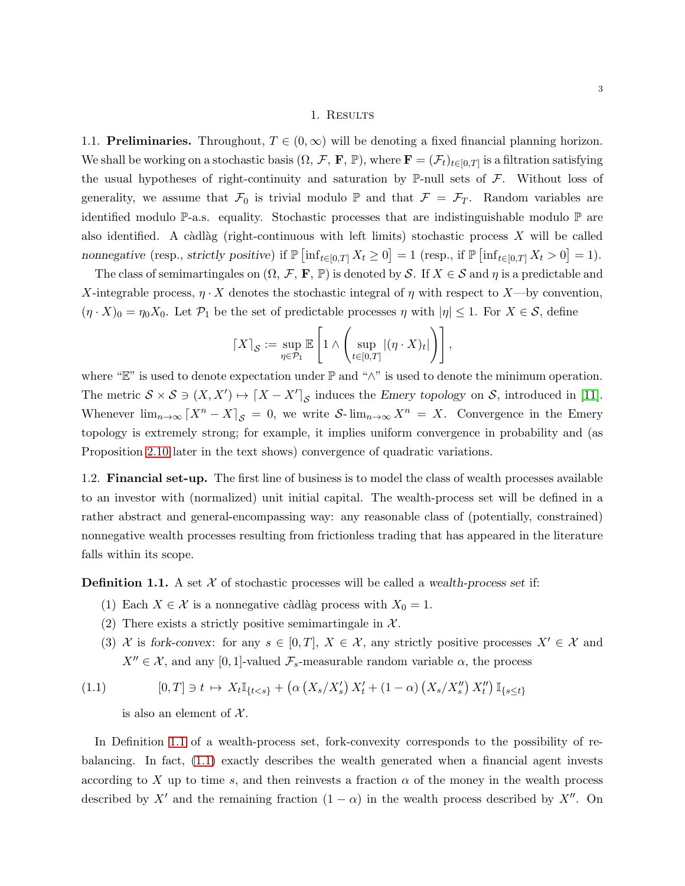## 1. Results

### 1.1. Preliminaries.

**1.1. Preliminaries.** Throughout, $T \in (0, \infty)$ will be denoting a fixed financial planning horizon. We shall be working on a stochastic basis $(\Omega, \mathcal{F}, \mathbf{F}, \mathbb{P})$, where $\mathbf{F} = (\mathcal{F}_t)_{t \in [0,T]}$ is a filtration satisfying the usual hypotheses of right-continuity and saturation by $\mathbb{P}$-null sets of $\mathcal{F}$. Without loss of generality, we assume that $\mathcal{F}_0$ is trivial modulo $\mathbb{P}$ and that $\mathcal{F} = \mathcal{F}_T$. Random variables are identified modulo $\mathbb{P}$-a.s. equality. Stochastic processes that are indistinguishable modulo $\mathbb{P}$ are also identified. A càdlàg (right-continuous with left limits) stochastic process $X$ will be called *nonnegative* (resp., *strictly positive*) if $\mathbb{P}\left[\inf_{t \in [0,T]} X_t \geq 0\right] = 1$ (resp., if $\mathbb{P}\left[\inf_{t \in [0,T]} X_t > 0\right] = 1$).

The class of semimartingales on $(\Omega, \mathcal{F}, \mathbf{F}, \mathbb{P})$ is denoted by $\mathcal{S}$. If $X \in \mathcal{S}$ and $\eta$ is a predictable and $X$-integrable process, $\eta \cdot X$ denotes the stochastic integral of $\eta$ with respect to $X$—by convention, $(\eta \cdot X)_0 = \eta_0 X_0$. Let $\mathcal{P}_1$ be the set of predictable processes $\eta$ with $|\eta| \leq 1$. For $X \in \mathcal{S}$, define

$$\lceil X \rceil_{\mathcal{S}} := \sup_{\eta \in \mathcal{P}_1} \mathbb{E}\left[1 \wedge \left(\sup_{t \in [0,T]} |(\eta \cdot X)_t|\right)\right],$$

where "$\mathbb{E}$" is used to denote expectation under $\mathbb{P}$ and "$\wedge$" is used to denote the minimum operation. The metric $\mathcal{S} \times \mathcal{S} \ni (X, X') \mapsto \lceil X - X' \rceil_{\mathcal{S}}$ induces the *Emery topology* on $\mathcal{S}$, introduced in [11]. Whenever $\lim_{n \to \infty} \lceil X^n - X \rceil_{\mathcal{S}} = 0$, we write $\mathcal{S}\text{-}\lim_{n \to \infty} X^n = X$. Convergence in the Emery topology is extremely strong; for example, it implies uniform convergence in probability and (as Proposition 2.10 later in the text shows) convergence of quadratic variations.

**1.2. Financial set-up.** The first line of business is to model the class of wealth processes available to an investor with (normalized) unit initial capital. The wealth-process set will be defined in a rather abstract and general-encompassing way: any reasonable class of (potentially, constrained) nonnegative wealth processes resulting from frictionless trading that has appeared in the literature falls within its scope.

**Definition 1.1.** A set $\mathcal{X}$ of stochastic processes will be called a *wealth-process set* if:

1. Each $X \in \mathcal{X}$ is a nonnegative càdlàg process with $X_0 = 1$.
2. There exists a strictly positive semimartingale in $\mathcal{X}$.
3. $\mathcal{X}$ is *fork-convex*: for any $s \in [0,T]$, $X \in \mathcal{X}$, any strictly positive processes $X' \in \mathcal{X}$ and $X'' \in \mathcal{X}$, and any $[0,1]$-valued $\mathcal{F}_s$-measurable random variable $\alpha$, the process

$$[0,T] \ni t \mapsto X_t \mathbb{I}_{\{t<s\}} + \left(\alpha \left(X_s / X'_s\right) X'_t + (1-\alpha)\left(X_s / X''_s\right) X''_t\right) \mathbb{I}_{\{s \leq t\}} \tag{1.1}$$

is also an element of $\mathcal{X}$.

In Definition 1.1 of a wealth-process set, fork-convexity corresponds to the possibility of re-balancing. In fact, (1.1) exactly describes the wealth generated when a financial agent invests according to $X$ up to time $s$, and then reinvests a fraction $\alpha$ of the money in the wealth process described by $X'$ and the remaining fraction $(1 - \alpha)$ in the wealth process described by $X''$. On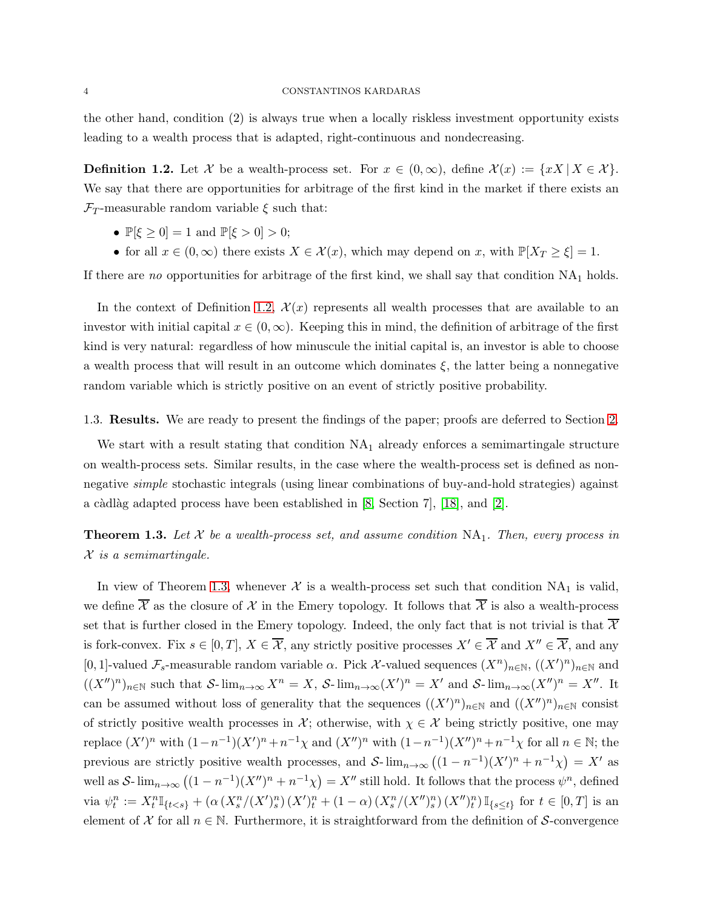the other hand, condition (2) is always true when a locally riskless investment opportunity exists leading to a wealth process that is adapted, right-continuous and nondecreasing.

**Definition 1.2.** Let $\mathcal{X}$ be a wealth-process set. For $x \in (0, \infty)$, define $\mathcal{X}(x) := \{xX \mid X \in \mathcal{X}\}$. We say that there are opportunities for arbitrage of the first kind in the market if there exists an $\mathcal{F}_T$-measurable random variable $\xi$ such that:

- $\mathbb{P}[\xi \geq 0] = 1$ and $\mathbb{P}[\xi > 0] > 0$;
- for all $x \in (0, \infty)$ there exists $X \in \mathcal{X}(x)$, which may depend on $x$, with $\mathbb{P}[X_T \geq \xi] = 1$.

If there are *no* opportunities for arbitrage of the first kind, we shall say that condition $\mathrm{NA}_1$ holds.

In the context of Definition 1.2, $\mathcal{X}(x)$ represents all wealth processes that are available to an investor with initial capital $x \in (0, \infty)$. Keeping this in mind, the definition of arbitrage of the first kind is very natural: regardless of how minuscule the initial capital is, an investor is able to choose a wealth process that will result in an outcome which dominates $\xi$, the latter being a nonnegative random variable which is strictly positive on an event of strictly positive probability.

1.3. **Results.** We are ready to present the findings of the paper; proofs are deferred to Section 2.

We start with a result stating that condition $\mathrm{NA}_1$ already enforces a semimartingale structure on wealth-process sets. Similar results, in the case where the wealth-process set is defined as nonnegative *simple* stochastic integrals (using linear combinations of buy-and-hold strategies) against a càdlàg adapted process have been established in [8, Section 7], [18], and [2].

**Theorem 1.3.** *Let $\mathcal{X}$ be a wealth-process set, and assume condition* $\mathrm{NA}_1$. *Then, every process in $\mathcal{X}$ is a semimartingale.*

In view of Theorem 1.3, whenever $\mathcal{X}$ is a wealth-process set such that condition $\mathrm{NA}_1$ is valid, we define $\overline{\mathcal{X}}$ as the closure of $\mathcal{X}$ in the Emery topology. It follows that $\overline{\mathcal{X}}$ is also a wealth-process set that is further closed in the Emery topology. Indeed, the only fact that is not trivial is that $\overline{\mathcal{X}}$ is fork-convex. Fix $s \in [0, T]$, $X \in \overline{\mathcal{X}}$, any strictly positive processes $X' \in \overline{\mathcal{X}}$ and $X'' \in \overline{\mathcal{X}}$, and any $[0, 1]$-valued $\mathcal{F}_s$-measurable random variable $\alpha$. Pick $\mathcal{X}$-valued sequences $(X^n)_{n \in \mathbb{N}}$, $((X')^n)_{n \in \mathbb{N}}$ and $((X'')^n)_{n \in \mathbb{N}}$ such that $\mathcal{S}\text{-}\lim_{n \to \infty} X^n = X$, $\mathcal{S}\text{-}\lim_{n \to \infty} (X')^n = X'$ and $\mathcal{S}\text{-}\lim_{n \to \infty} (X'')^n = X''$. It can be assumed without loss of generality that the sequences $((X')^n)_{n \in \mathbb{N}}$ and $((X'')^n)_{n \in \mathbb{N}}$ consist of strictly positive wealth processes in $\mathcal{X}$; otherwise, with $\chi \in \mathcal{X}$ being strictly positive, one may replace $(X')^n$ with $(1 - n^{-1})(X')^n + n^{-1}\chi$ and $(X'')^n$ with $(1 - n^{-1})(X'')^n + n^{-1}\chi$ for all $n \in \mathbb{N}$; the previous are strictly positive wealth processes, and $\mathcal{S}\text{-}\lim_{n \to \infty} \left((1 - n^{-1})(X')^n + n^{-1}\chi\right) = X'$ as well as $\mathcal{S}\text{-}\lim_{n \to \infty} \left((1 - n^{-1})(X'')^n + n^{-1}\chi\right) = X''$ still hold. It follows that the process $\psi^n$, defined via $\psi^n_t := X^n_t \mathbb{I}_{\{t < s\}} + \left(\alpha \left(X^n_s / (X')^n_s\right)(X')^n_t + (1 - \alpha)\left(X^n_s / (X'')^n_s\right)(X'')^n_t\right) \mathbb{I}_{\{s \leq t\}}$ for $t \in [0, T]$ is an element of $\mathcal{X}$ for all $n \in \mathbb{N}$. Furthermore, it is straightforward from the definition of $\mathcal{S}$-convergence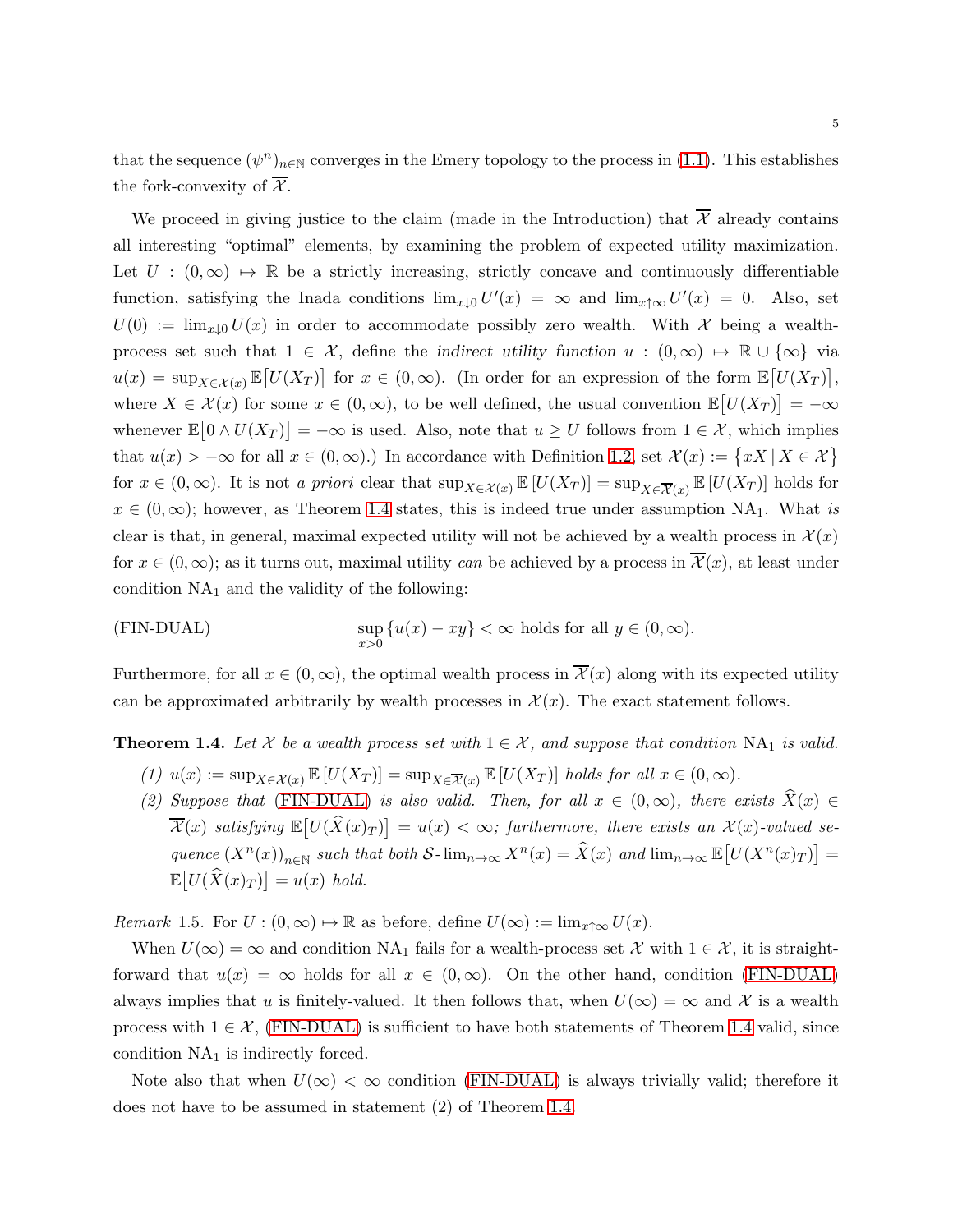that the sequence $(\psi^n)_{n\in\mathbb{N}}$ converges in the Emery topology to the process in (1.1). This establishes the fork-convexity of $\overline{\mathcal{X}}$.

We proceed in giving justice to the claim (made in the Introduction) that $\overline{\mathcal{X}}$ already contains all interesting "optimal" elements, by examining the problem of expected utility maximization. Let $U : (0,\infty) \mapsto \mathbb{R}$ be a strictly increasing, strictly concave and continuously differentiable function, satisfying the Inada conditions $\lim_{x\downarrow 0} U'(x) = \infty$ and $\lim_{x\uparrow\infty} U'(x) = 0$. Also, set $U(0) := \lim_{x\downarrow 0} U(x)$ in order to accommodate possibly zero wealth. With $\mathcal{X}$ being a wealth-process set such that $1 \in \mathcal{X}$, define the *indirect utility function* $u : (0,\infty) \mapsto \mathbb{R}\cup\{\infty\}$ via $u(x) = \sup_{X\in\mathcal{X}(x)} \mathbb{E}\big[U(X_T)\big]$ for $x \in (0,\infty)$. (In order for an expression of the form $\mathbb{E}\big[U(X_T)\big]$, where $X \in \mathcal{X}(x)$ for some $x \in (0,\infty)$, to be well defined, the usual convention $\mathbb{E}\big[U(X_T)\big] = -\infty$ whenever $\mathbb{E}\big[0 \wedge U(X_T)\big] = -\infty$ is used. Also, note that $u \geq U$ follows from $1 \in \mathcal{X}$, which implies that $u(x) > -\infty$ for all $x \in (0,\infty)$.) In accordance with Definition 1.2, set $\overline{\mathcal{X}}(x) := \{xX \mid X \in \overline{\mathcal{X}}\}$ for $x \in (0,\infty)$. It is not *a priori* clear that $\sup_{X\in\mathcal{X}(x)} \mathbb{E}\left[U(X_T)\right] = \sup_{X\in\overline{\mathcal{X}}(x)} \mathbb{E}\left[U(X_T)\right]$ holds for $x \in (0,\infty)$; however, as Theorem 1.4 states, this is indeed true under assumption $\mathrm{NA}_1$. What *is* clear is that, in general, maximal expected utility will not be achieved by a wealth process in $\mathcal{X}(x)$ for $x \in (0,\infty)$; as it turns out, maximal utility *can* be achieved by a process in $\overline{\mathcal{X}}(x)$, at least under condition $\mathrm{NA}_1$ and the validity of the following:

(FIN-DUAL) $$\sup_{x>0}\{u(x) - xy\} < \infty \text{ holds for all } y \in (0,\infty).$$

Furthermore, for all $x \in (0,\infty)$, the optimal wealth process in $\overline{\mathcal{X}}(x)$ along with its expected utility can be approximated arbitrarily by wealth processes in $\mathcal{X}(x)$. The exact statement follows.

**Theorem 1.4.** *Let $\mathcal{X}$ be a wealth process set with $1 \in \mathcal{X}$, and suppose that condition $\mathrm{NA}_1$ is valid.*

*(1) $u(x) := \sup_{X\in\mathcal{X}(x)} \mathbb{E}\left[U(X_T)\right] = \sup_{X\in\overline{\mathcal{X}}(x)} \mathbb{E}\left[U(X_T)\right]$ holds for all $x \in (0,\infty)$.*

*(2) Suppose that (FIN-DUAL) is also valid. Then, for all $x \in (0,\infty)$, there exists $\widehat{X}(x) \in \overline{\mathcal{X}}(x)$ satisfying $\mathbb{E}\big[U(\widehat{X}(x)_T)\big] = u(x) < \infty$; furthermore, there exists an $\mathcal{X}(x)$-valued sequence $(X^n(x))_{n\in\mathbb{N}}$ such that both $\mathcal{S}\text{-}\lim_{n\to\infty} X^n(x) = \widehat{X}(x)$ and $\lim_{n\to\infty} \mathbb{E}\big[U(X^n(x)_T)\big] = \mathbb{E}\big[U(\widehat{X}(x)_T)\big] = u(x)$ hold.*

*Remark* 1.5. For $U : (0,\infty) \mapsto \mathbb{R}$ as before, define $U(\infty) := \lim_{x\uparrow\infty} U(x)$.

When $U(\infty) = \infty$ and condition $\mathrm{NA}_1$ fails for a wealth-process set $\mathcal{X}$ with $1 \in \mathcal{X}$, it is straightforward that $u(x) = \infty$ holds for all $x \in (0,\infty)$. On the other hand, condition (FIN-DUAL) always implies that $u$ is finitely-valued. It then follows that, when $U(\infty) = \infty$ and $\mathcal{X}$ is a wealth process with $1 \in \mathcal{X}$, (FIN-DUAL) is sufficient to have both statements of Theorem 1.4 valid, since condition $\mathrm{NA}_1$ is indirectly forced.

Note also that when $U(\infty) < \infty$ condition (FIN-DUAL) is always trivially valid; therefore it does not have to be assumed in statement (2) of Theorem 1.4.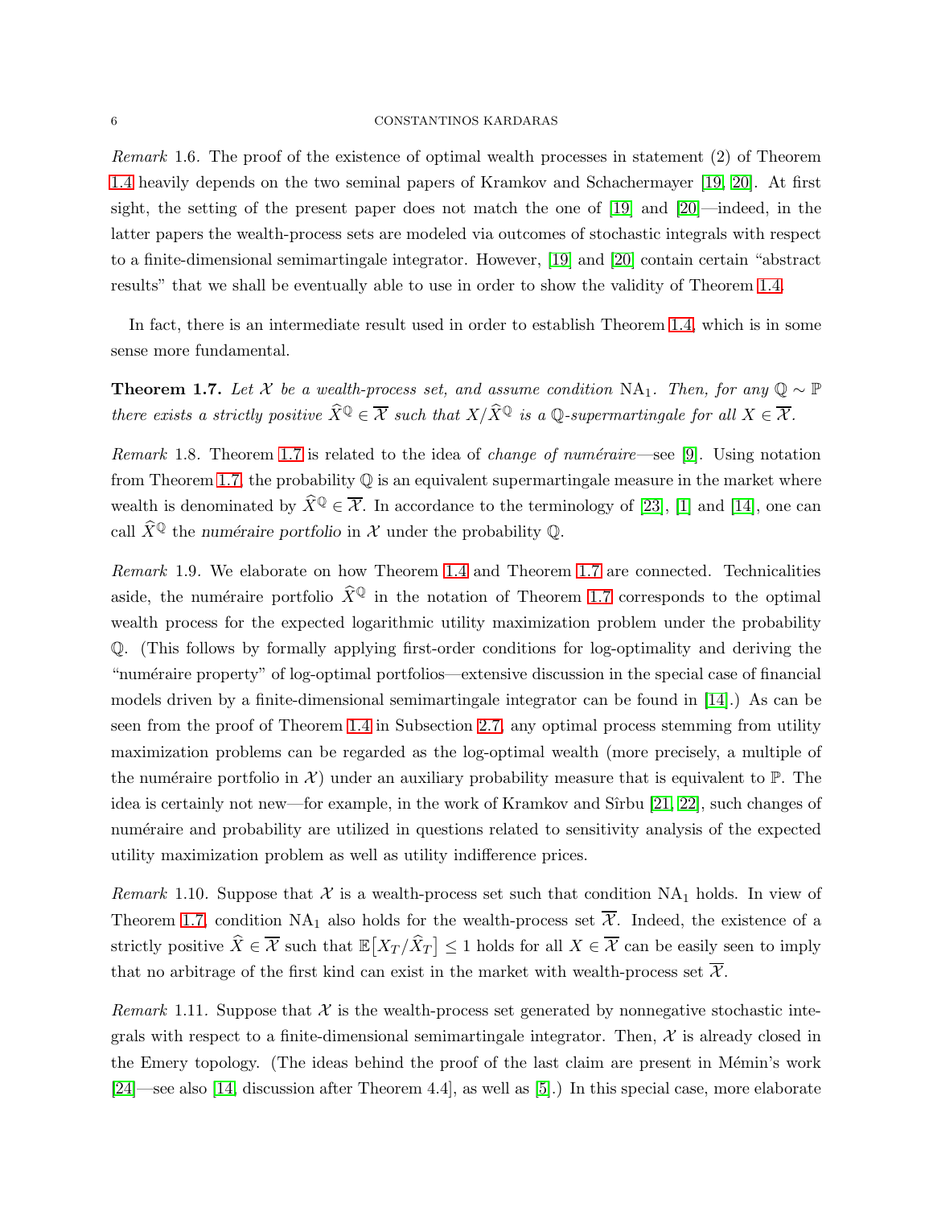*Remark* 1.6. The proof of the existence of optimal wealth processes in statement (2) of Theorem 1.4 heavily depends on the two seminal papers of Kramkov and Schachermayer [19, 20]. At first sight, the setting of the present paper does not match the one of [19] and [20]—indeed, in the latter papers the wealth-process sets are modeled via outcomes of stochastic integrals with respect to a finite-dimensional semimartingale integrator. However, [19] and [20] contain certain "abstract results" that we shall be eventually able to use in order to show the validity of Theorem 1.4.

In fact, there is an intermediate result used in order to establish Theorem 1.4, which is in some sense more fundamental.

**Theorem 1.7.** *Let $\mathcal{X}$ be a wealth-process set, and assume condition* $\mathrm{NA}_1$*. Then, for any $\mathbb{Q} \sim \mathbb{P}$ there exists a strictly positive $\widehat{X}^{\mathbb{Q}} \in \overline{\mathcal{X}}$ such that $X / \widehat{X}^{\mathbb{Q}}$ is a $\mathbb{Q}$-supermartingale for all $X \in \overline{\mathcal{X}}$.*

*Remark* 1.8. Theorem 1.7 is related to the idea of *change of numéraire*—see [9]. Using notation from Theorem 1.7, the probability $\mathbb{Q}$ is an equivalent supermartingale measure in the market where wealth is denominated by $\widehat{X}^{\mathbb{Q}} \in \overline{\mathcal{X}}$. In accordance to the terminology of [23], [1] and [14], one can call $\widehat{X}^{\mathbb{Q}}$ the *numéraire portfolio* in $\mathcal{X}$ under the probability $\mathbb{Q}$.

*Remark* 1.9. We elaborate on how Theorem 1.4 and Theorem 1.7 are connected. Technicalities aside, the numéraire portfolio $\widehat{X}^{\mathbb{Q}}$ in the notation of Theorem 1.7 corresponds to the optimal wealth process for the expected logarithmic utility maximization problem under the probability $\mathbb{Q}$. (This follows by formally applying first-order conditions for log-optimality and deriving the "numéraire property" of log-optimal portfolios—extensive discussion in the special case of financial models driven by a finite-dimensional semimartingale integrator can be found in [14].) As can be seen from the proof of Theorem 1.4 in Subsection 2.7, any optimal process stemming from utility maximization problems can be regarded as the log-optimal wealth (more precisely, a multiple of the numéraire portfolio in $\mathcal{X}$) under an auxiliary probability measure that is equivalent to $\mathbb{P}$. The idea is certainly not new—for example, in the work of Kramkov and Sîrbu [21, 22], such changes of numéraire and probability are utilized in questions related to sensitivity analysis of the expected utility maximization problem as well as utility indifference prices.

*Remark* 1.10. Suppose that $\mathcal{X}$ is a wealth-process set such that condition $\mathrm{NA}_1$ holds. In view of Theorem 1.7, condition $\mathrm{NA}_1$ also holds for the wealth-process set $\overline{\mathcal{X}}$. Indeed, the existence of a strictly positive $\widehat{X} \in \overline{\mathcal{X}}$ such that $\mathbb{E}\big[X_T / \widehat{X}_T\big] \leq 1$ holds for all $X \in \overline{\mathcal{X}}$ can be easily seen to imply that no arbitrage of the first kind can exist in the market with wealth-process set $\overline{\mathcal{X}}$.

*Remark* 1.11. Suppose that $\mathcal{X}$ is the wealth-process set generated by nonnegative stochastic integrals with respect to a finite-dimensional semimartingale integrator. Then, $\mathcal{X}$ is already closed in the Emery topology. (The ideas behind the proof of the last claim are present in Mémin's work [24]—see also [14, discussion after Theorem 4.4], as well as [5].) In this special case, more elaborate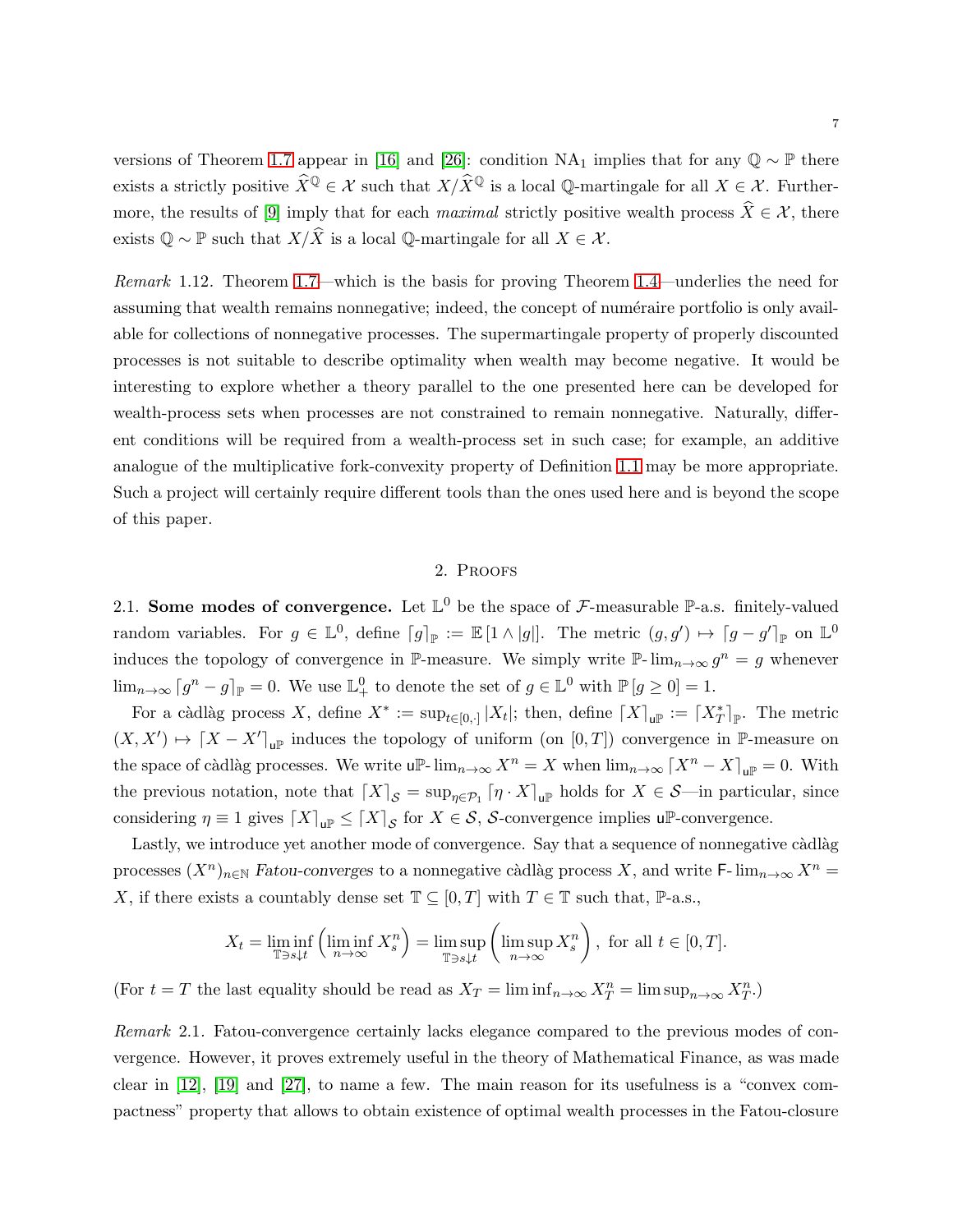versions of Theorem 1.7 appear in [16] and [26]: condition $\mathrm{NA}_1$ implies that for any $\mathbb{Q} \sim \mathbb{P}$ there exists a strictly positive $\widehat{X}^{\mathbb{Q}} \in \mathcal{X}$ such that $X/\widehat{X}^{\mathbb{Q}}$ is a local $\mathbb{Q}$-martingale for all $X \in \mathcal{X}$. Furthermore, the results of [9] imply that for each *maximal* strictly positive wealth process $\widehat{X} \in \mathcal{X}$, there exists $\mathbb{Q} \sim \mathbb{P}$ such that $X/\widehat{X}$ is a local $\mathbb{Q}$-martingale for all $X \in \mathcal{X}$.

*Remark* 1.12. Theorem 1.7—which is the basis for proving Theorem 1.4—underlies the need for assuming that wealth remains nonnegative; indeed, the concept of numéraire portfolio is only available for collections of nonnegative processes. The supermartingale property of properly discounted processes is not suitable to describe optimality when wealth may become negative. It would be interesting to explore whether a theory parallel to the one presented here can be developed for wealth-process sets when processes are not constrained to remain nonnegative. Naturally, different conditions will be required from a wealth-process set in such case; for example, an additive analogue of the multiplicative fork-convexity property of Definition 1.1 may be more appropriate. Such a project will certainly require different tools than the ones used here and is beyond the scope of this paper.

## 2. Proofs

2.1. **Some modes of convergence.** Let $\mathbb{L}^0$ be the space of $\mathcal{F}$-measurable $\mathbb{P}$-a.s. finitely-valued random variables. For $g \in \mathbb{L}^0$, define $\lceil g \rceil_{\mathbb{P}} := \mathbb{E}[1 \wedge |g|]$. The metric $(g, g') \mapsto \lceil g - g' \rceil_{\mathbb{P}}$ on $\mathbb{L}^0$ induces the topology of convergence in $\mathbb{P}$-measure. We simply write $\mathbb{P}\text{-}\lim_{n\to\infty} g^n = g$ whenever $\lim_{n\to\infty} \lceil g^n - g \rceil_{\mathbb{P}} = 0$. We use $\mathbb{L}^0_+$ to denote the set of $g \in \mathbb{L}^0$ with $\mathbb{P}[g \geq 0] = 1$.

For a càdlàg process $X$, define $X^* := \sup_{t\in[0,\cdot]} |X_t|$; then, define $\lceil X \rceil_{\mathsf{u}\mathbb{P}} := \lceil X^*_T \rceil_{\mathbb{P}}$. The metric $(X, X') \mapsto \lceil X - X' \rceil_{\mathsf{u}\mathbb{P}}$ induces the topology of uniform (on $[0,T]$) convergence in $\mathbb{P}$-measure on the space of càdlàg processes. We write $\mathsf{u}\mathbb{P}\text{-}\lim_{n\to\infty} X^n = X$ when $\lim_{n\to\infty} \lceil X^n - X \rceil_{\mathsf{u}\mathbb{P}} = 0$. With the previous notation, note that $\lceil X \rceil_{\mathcal{S}} = \sup_{\eta\in\mathcal{P}_1} \lceil \eta \cdot X \rceil_{\mathsf{u}\mathbb{P}}$ holds for $X \in \mathcal{S}$—in particular, since considering $\eta \equiv 1$ gives $\lceil X \rceil_{\mathsf{u}\mathbb{P}} \leq \lceil X \rceil_{\mathcal{S}}$ for $X \in \mathcal{S}$, $\mathcal{S}$-convergence implies $\mathsf{u}\mathbb{P}$-convergence.

Lastly, we introduce yet another mode of convergence. Say that a sequence of nonnegative càdlàg processes $(X^n)_{n\in\mathbb{N}}$ *Fatou-converges* to a nonnegative càdlàg process $X$, and write $\mathsf{F}\text{-}\lim_{n\to\infty} X^n = X$, if there exists a countably dense set $\mathbb{T} \subseteq [0,T]$ with $T \in \mathbb{T}$ such that, $\mathbb{P}$-a.s.,

$$X_t = \liminf_{\mathbb{T}\ni s\downarrow t} \left( \liminf_{n\to\infty} X^n_s \right) = \limsup_{\mathbb{T}\ni s\downarrow t} \left( \limsup_{n\to\infty} X^n_s \right), \text{ for all } t \in [0,T].$$

(For $t = T$ the last equality should be read as $X_T = \liminf_{n\to\infty} X^n_T = \limsup_{n\to\infty} X^n_T$.)

*Remark* 2.1. Fatou-convergence certainly lacks elegance compared to the previous modes of convergence. However, it proves extremely useful in the theory of Mathematical Finance, as was made clear in [12], [19] and [27], to name a few. The main reason for its usefulness is a "convex compactness" property that allows to obtain existence of optimal wealth processes in the Fatou-closure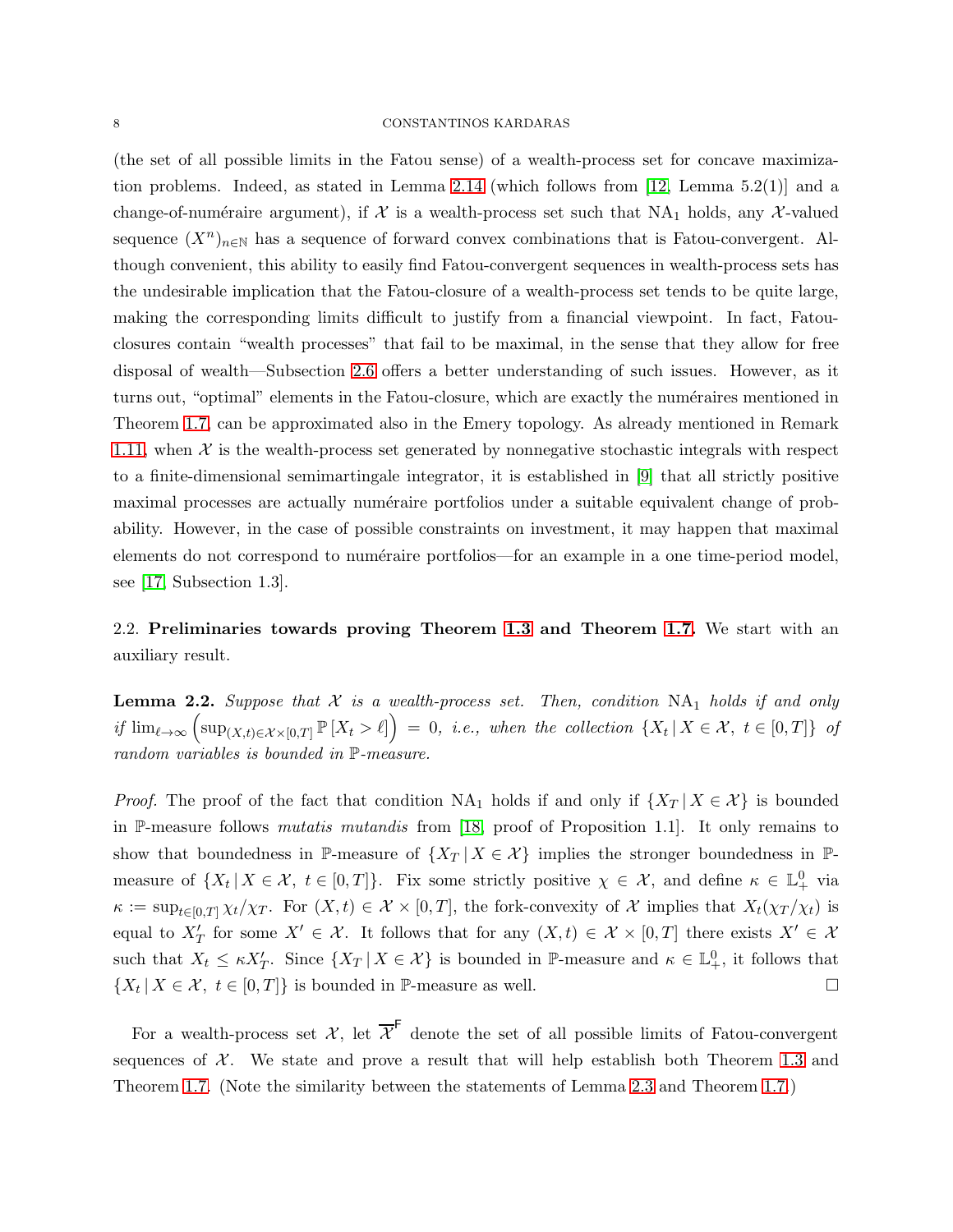(the set of all possible limits in the Fatou sense) of a wealth-process set for concave maximization problems. Indeed, as stated in Lemma 2.14 (which follows from [12, Lemma 5.2(1)] and a change-of-numéraire argument), if $\mathcal{X}$ is a wealth-process set such that $\mathrm{NA}_1$ holds, any $\mathcal{X}$-valued sequence $(X^n)_{n \in \mathbb{N}}$ has a sequence of forward convex combinations that is Fatou-convergent. Although convenient, this ability to easily find Fatou-convergent sequences in wealth-process sets has the undesirable implication that the Fatou-closure of a wealth-process set tends to be quite large, making the corresponding limits difficult to justify from a financial viewpoint. In fact, Fatou-closures contain "wealth processes" that fail to be maximal, in the sense that they allow for free disposal of wealth—Subsection 2.6 offers a better understanding of such issues. However, as it turns out, "optimal" elements in the Fatou-closure, which are exactly the numéraires mentioned in Theorem 1.7, can be approximated also in the Emery topology. As already mentioned in Remark 1.11, when $\mathcal{X}$ is the wealth-process set generated by nonnegative stochastic integrals with respect to a finite-dimensional semimartingale integrator, it is established in [9] that all strictly positive maximal processes are actually numéraire portfolios under a suitable equivalent change of probability. However, in the case of possible constraints on investment, it may happen that maximal elements do not correspond to numéraire portfolios—for an example in a one time-period model, see [17, Subsection 1.3].

## 2.2. Preliminaries towards proving Theorem 1.3 and Theorem 1.7.

We start with an auxiliary result.

**Lemma 2.2.** *Suppose that $\mathcal{X}$ is a wealth-process set. Then, condition $\mathrm{NA}_1$ holds if and only if $\lim_{\ell \to \infty} \left( \sup_{(X,t) \in \mathcal{X} \times [0,T]} \mathbb{P}\left[X_t > \ell\right] \right) = 0$, i.e., when the collection $\{X_t \,|\, X \in \mathcal{X},\ t \in [0,T]\}$ of random variables is bounded in $\mathbb{P}$-measure.*

*Proof.* The proof of the fact that condition $\mathrm{NA}_1$ holds if and only if $\{X_T \,|\, X \in \mathcal{X}\}$ is bounded in $\mathbb{P}$-measure follows *mutatis mutandis* from [18, proof of Proposition 1.1]. It only remains to show that boundedness in $\mathbb{P}$-measure of $\{X_T \,|\, X \in \mathcal{X}\}$ implies the stronger boundedness in $\mathbb{P}$-measure of $\{X_t \,|\, X \in \mathcal{X},\ t \in [0,T]\}$. Fix some strictly positive $\chi \in \mathcal{X}$, and define $\kappa \in \mathbb{L}^0_+$ via $\kappa := \sup_{t \in [0,T]} \chi_t / \chi_T$. For $(X,t) \in \mathcal{X} \times [0,T]$, the fork-convexity of $\mathcal{X}$ implies that $X_t(\chi_T/\chi_t)$ is equal to $X'_T$ for some $X' \in \mathcal{X}$. It follows that for any $(X,t) \in \mathcal{X} \times [0,T]$ there exists $X' \in \mathcal{X}$ such that $X_t \leq \kappa X'_T$. Since $\{X_T \,|\, X \in \mathcal{X}\}$ is bounded in $\mathbb{P}$-measure and $\kappa \in \mathbb{L}^0_+$, it follows that $\{X_t \,|\, X \in \mathcal{X},\ t \in [0,T]\}$ is bounded in $\mathbb{P}$-measure as well. $\square$

For a wealth-process set $\mathcal{X}$, let $\overline{\mathcal{X}}^{\mathsf{F}}$ denote the set of all possible limits of Fatou-convergent sequences of $\mathcal{X}$. We state and prove a result that will help establish both Theorem 1.3 and Theorem 1.7. (Note the similarity between the statements of Lemma 2.3 and Theorem 1.7.)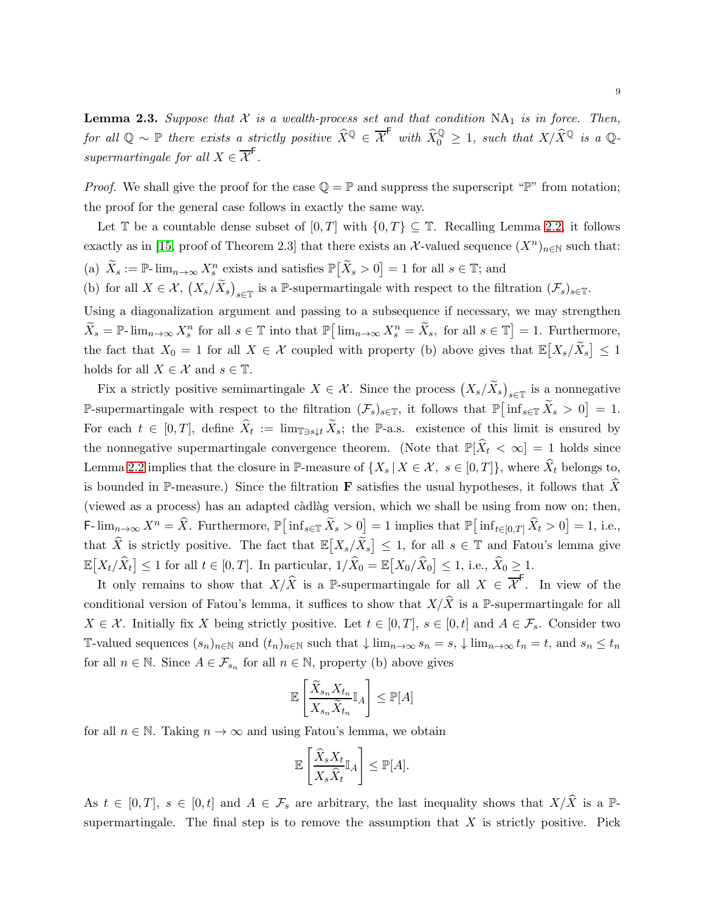**Lemma 2.3.** *Suppose that $\mathcal{X}$ is a wealth-process set and that condition* $\mathrm{NA}_1$ *is in force. Then, for all $\mathbb{Q} \sim \mathbb{P}$ there exists a strictly positive $\widehat{X}^{\mathbb{Q}} \in \overline{\mathcal{X}}^{\mathsf{F}}$ with $\widehat{X}_0^{\mathbb{Q}} \geq 1$, such that $X / \widehat{X}^{\mathbb{Q}}$ is a $\mathbb{Q}$-supermartingale for all $X \in \overline{\mathcal{X}}^{\mathsf{F}}$.*

*Proof.* We shall give the proof for the case $\mathbb{Q} = \mathbb{P}$ and suppress the superscript "$\mathbb{P}$" from notation; the proof for the general case follows in exactly the same way.

Let $\mathbb{T}$ be a countable dense subset of $[0, T]$ with $\{0, T\} \subseteq \mathbb{T}$. Recalling Lemma 2.2, it follows exactly as in [15, proof of Theorem 2.3] that there exists an $\mathcal{X}$-valued sequence $(X^n)_{n \in \mathbb{N}}$ such that:

(a) $\widetilde{X}_s := \mathbb{P}\text{-}\lim_{n \to \infty} X^n_s$ exists and satisfies $\mathbb{P}\big[\widetilde{X}_s > 0\big] = 1$ for all $s \in \mathbb{T}$; and

(b) for all $X \in \mathcal{X}$, $\big(X_s / \widetilde{X}_s\big)_{s \in \mathbb{T}}$ is a $\mathbb{P}$-supermartingale with respect to the filtration $(\mathcal{F}_s)_{s \in \mathbb{T}}$.

Using a diagonalization argument and passing to a subsequence if necessary, we may strengthen $\widetilde{X}_s = \mathbb{P}\text{-}\lim_{n \to \infty} X^n_s$ for all $s \in \mathbb{T}$ into that $\mathbb{P}\big[\lim_{n \to \infty} X^n_s = \widetilde{X}_s, \text{ for all } s \in \mathbb{T}\big] = 1$. Furthermore, the fact that $X_0 = 1$ for all $X \in \mathcal{X}$ coupled with property (b) above gives that $\mathbb{E}\big[X_s / \widetilde{X}_s\big] \leq 1$ holds for all $X \in \mathcal{X}$ and $s \in \mathbb{T}$.

Fix a strictly positive semimartingale $X \in \mathcal{X}$. Since the process $\big(X_s / \widetilde{X}_s\big)_{s \in \mathbb{T}}$ is a nonnegative $\mathbb{P}$-supermartingale with respect to the filtration $(\mathcal{F}_s)_{s \in \mathbb{T}}$, it follows that $\mathbb{P}\big[\inf_{s \in \mathbb{T}} \widetilde{X}_s > 0\big] = 1$. For each $t \in [0, T]$, define $\widehat{X}_t := \lim_{\mathbb{T} \ni s \downarrow t} \widetilde{X}_s$; the $\mathbb{P}$-a.s. existence of this limit is ensured by the nonnegative supermartingale convergence theorem. (Note that $\mathbb{P}[\widehat{X}_t < \infty] = 1$ holds since Lemma 2.2 implies that the closure in $\mathbb{P}$-measure of $\{X_s \,|\, X \in \mathcal{X},\ s \in [0, T]\}$, where $\widehat{X}_t$ belongs to, is bounded in $\mathbb{P}$-measure.) Since the filtration $\mathbf{F}$ satisfies the usual hypotheses, it follows that $\widehat{X}$ (viewed as a process) has an adapted càdlàg version, which we shall be using from now on; then, $\mathsf{F}\text{-}\lim_{n \to \infty} X^n = \widehat{X}$. Furthermore, $\mathbb{P}\big[\inf_{s \in \mathbb{T}} \widetilde{X}_s > 0\big] = 1$ implies that $\mathbb{P}\big[\inf_{t \in [0, T]} \widehat{X}_t > 0\big] = 1$, i.e., that $\widehat{X}$ is strictly positive. The fact that $\mathbb{E}\big[X_s / \widetilde{X}_s\big] \leq 1$, for all $s \in \mathbb{T}$ and Fatou's lemma give $\mathbb{E}\big[X_t / \widehat{X}_t\big] \leq 1$ for all $t \in [0, T]$. In particular, $1 / \widehat{X}_0 = \mathbb{E}\big[X_0 / \widehat{X}_0\big] \leq 1$, i.e., $\widehat{X}_0 \geq 1$.

It only remains to show that $X / \widehat{X}$ is a $\mathbb{P}$-supermartingale for all $X \in \overline{\mathcal{X}}^{\mathsf{F}}$. In view of the conditional version of Fatou's lemma, it suffices to show that $X / \widehat{X}$ is a $\mathbb{P}$-supermartingale for all $X \in \mathcal{X}$. Initially fix $X$ being strictly positive. Let $t \in [0, T]$, $s \in [0, t]$ and $A \in \mathcal{F}_s$. Consider two $\mathbb{T}$-valued sequences $(s_n)_{n \in \mathbb{N}}$ and $(t_n)_{n \in \mathbb{N}}$ such that $\downarrow \lim_{n \to \infty} s_n = s$, $\downarrow \lim_{n \to \infty} t_n = t$, and $s_n \leq t_n$ for all $n \in \mathbb{N}$. Since $A \in \mathcal{F}_{s_n}$ for all $n \in \mathbb{N}$, property (b) above gives

$$\mathbb{E}\left[\frac{\widetilde{X}_{s_n} X_{t_n}}{X_{s_n} \widetilde{X}_{t_n}} \mathbb{I}_A\right] \leq \mathbb{P}[A]$$

for all $n \in \mathbb{N}$. Taking $n \to \infty$ and using Fatou's lemma, we obtain

$$\mathbb{E}\left[\frac{\widehat{X}_s X_t}{X_s \widehat{X}_t} \mathbb{I}_A\right] \leq \mathbb{P}[A].$$

As $t \in [0, T]$, $s \in [0, t]$ and $A \in \mathcal{F}_s$ are arbitrary, the last inequality shows that $X / \widehat{X}$ is a $\mathbb{P}$-supermartingale. The final step is to remove the assumption that $X$ is strictly positive. Pick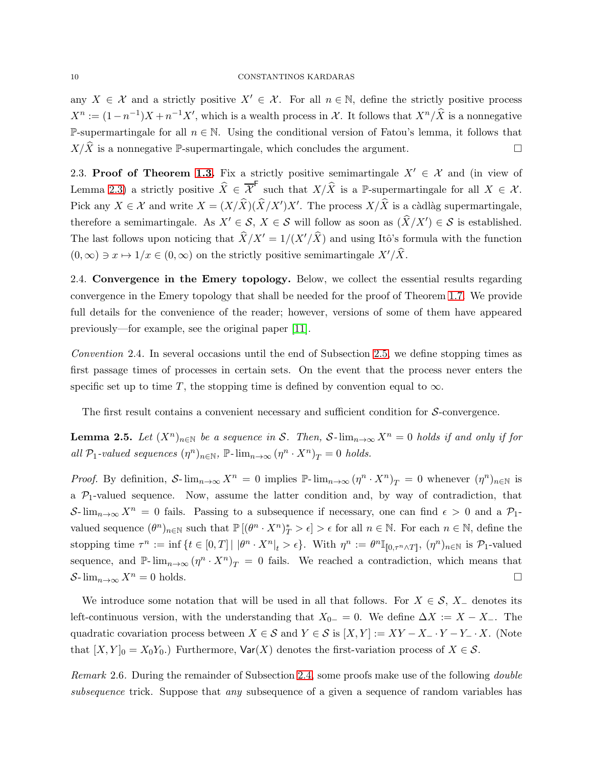any $X \in \mathcal{X}$ and a strictly positive $X' \in \mathcal{X}$. For all $n \in \mathbb{N}$, define the strictly positive process $X^n := (1-n^{-1})X + n^{-1}X'$, which is a wealth process in $\mathcal{X}$. It follows that $X^n/\widehat{X}$ is a nonnegative $\mathbb{P}$-supermartingale for all $n \in \mathbb{N}$. Using the conditional version of Fatou's lemma, it follows that $X/\widehat{X}$ is a nonnegative $\mathbb{P}$-supermartingale, which concludes the argument. $\square$

2.3. **Proof of Theorem 1.3.** Fix a strictly positive semimartingale $X' \in \mathcal{X}$ and (in view of Lemma 2.3) a strictly positive $\widehat{X} \in \overline{\mathcal{X}}^{\mathsf{F}}$ such that $X/\widehat{X}$ is a $\mathbb{P}$-supermartingale for all $X \in \mathcal{X}$. Pick any $X \in \mathcal{X}$ and write $X = (X/\widehat{X})(\widehat{X}/X')X'$. The process $X/\widehat{X}$ is a càdlàg supermartingale, therefore a semimartingale. As $X' \in \mathcal{S}$, $X \in \mathcal{S}$ will follow as soon as $(\widehat{X}/X') \in \mathcal{S}$ is established. The last follows upon noticing that $\widehat{X}/X' = 1/(X'/\widehat{X})$ and using Itô's formula with the function $(0,\infty) \ni x \mapsto 1/x \in (0,\infty)$ on the strictly positive semimartingale $X'/\widehat{X}$.

2.4. **Convergence in the Emery topology.** Below, we collect the essential results regarding convergence in the Emery topology that shall be needed for the proof of Theorem 1.7. We provide full details for the convenience of the reader; however, versions of some of them have appeared previously—for example, see the original paper [11].

*Convention* 2.4. In several occasions until the end of Subsection 2.5, we define stopping times as first passage times of processes in certain sets. On the event that the process never enters the specific set up to time $T$, the stopping time is defined by convention equal to $\infty$.

The first result contains a convenient necessary and sufficient condition for $\mathcal{S}$-convergence.

**Lemma 2.5.** *Let $(X^n)_{n\in\mathbb{N}}$ be a sequence in $\mathcal{S}$. Then, $\mathcal{S}\text{-}\lim_{n\to\infty} X^n = 0$ holds if and only if for all $\mathcal{P}_1$-valued sequences $(\eta^n)_{n\in\mathbb{N}}$, $\mathbb{P}\text{-}\lim_{n\to\infty} (\eta^n \cdot X^n)_T = 0$ holds.*

*Proof.* By definition, $\mathcal{S}\text{-}\lim_{n\to\infty} X^n = 0$ implies $\mathbb{P}\text{-}\lim_{n\to\infty} (\eta^n \cdot X^n)_T = 0$ whenever $(\eta^n)_{n\in\mathbb{N}}$ is a $\mathcal{P}_1$-valued sequence. Now, assume the latter condition and, by way of contradiction, that $\mathcal{S}\text{-}\lim_{n\to\infty} X^n = 0$ fails. Passing to a subsequence if necessary, one can find $\epsilon > 0$ and a $\mathcal{P}_1$-valued sequence $(\theta^n)_{n\in\mathbb{N}}$ such that $\mathbb{P}\left[(\theta^n \cdot X^n)^*_T > \epsilon\right] > \epsilon$ for all $n \in \mathbb{N}$. For each $n \in \mathbb{N}$, define the stopping time $\tau^n := \inf\{t \in [0,T] \mid |\theta^n \cdot X^n|_t > \epsilon\}$. With $\eta^n := \theta^n \mathbb{I}_{[\![0,\tau^n \wedge T]\!]}$, $(\eta^n)_{n\in\mathbb{N}}$ is $\mathcal{P}_1$-valued sequence, and $\mathbb{P}\text{-}\lim_{n\to\infty} (\eta^n \cdot X^n)_T = 0$ fails. We reached a contradiction, which means that $\mathcal{S}\text{-}\lim_{n\to\infty} X^n = 0$ holds. $\square$

We introduce some notation that will be used in all that follows. For $X \in \mathcal{S}$, $X_-$ denotes its left-continuous version, with the understanding that $X_{0-} = 0$. We define $\Delta X := X - X_-$. The quadratic covariation process between $X \in \mathcal{S}$ and $Y \in \mathcal{S}$ is $[X,Y] := XY - X_- \cdot Y - Y_- \cdot X$. (Note that $[X,Y]_0 = X_0 Y_0$.) Furthermore, $\mathsf{Var}(X)$ denotes the first-variation process of $X \in \mathcal{S}$.

*Remark* 2.6. During the remainder of Subsection 2.4, some proofs make use of the following *double subsequence* trick. Suppose that *any* subsequence of a given a sequence of random variables has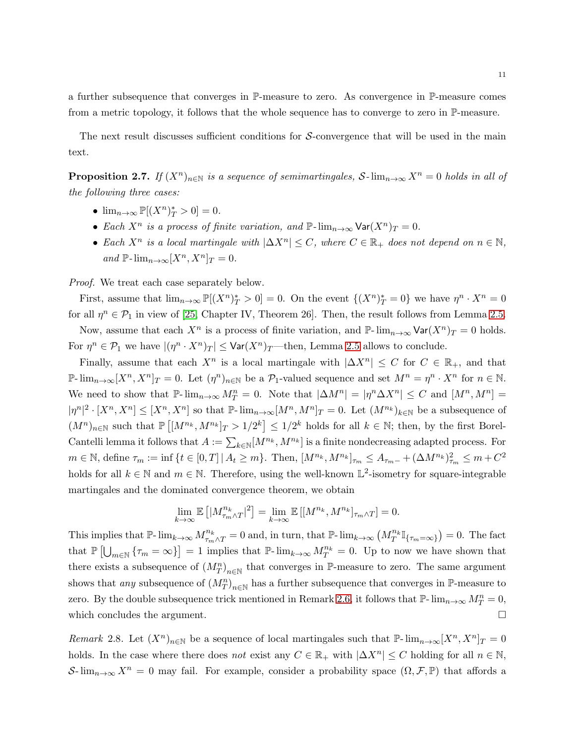a further subsequence that converges in $\mathbb{P}$-measure to zero. As convergence in $\mathbb{P}$-measure comes from a metric topology, it follows that the whole sequence has to converge to zero in $\mathbb{P}$-measure.

The next result discusses sufficient conditions for $\mathcal{S}$-convergence that will be used in the main text.

**Proposition 2.7.** *If $(X^n)_{n\in\mathbb{N}}$ is a sequence of semimartingales, $\mathcal{S}\text{-}\lim_{n\to\infty} X^n = 0$ holds in all of the following three cases:*

- $\lim_{n\to\infty} \mathbb{P}[(X^n)^*_T > 0] = 0$.
- *Each $X^n$ is a process of finite variation, and $\mathbb{P}\text{-}\lim_{n\to\infty} \mathsf{Var}(X^n)_T = 0$.*
- *Each $X^n$ is a local martingale with $|\Delta X^n| \leq C$, where $C \in \mathbb{R}_+$ does not depend on $n \in \mathbb{N}$, and $\mathbb{P}\text{-}\lim_{n\to\infty}[X^n, X^n]_T = 0$.*

*Proof.* We treat each case separately below.

First, assume that $\lim_{n\to\infty} \mathbb{P}[(X^n)^*_T > 0] = 0$. On the event $\{(X^n)^*_T = 0\}$ we have $\eta^n \cdot X^n = 0$ for all $\eta^n \in \mathcal{P}_1$ in view of [25, Chapter IV, Theorem 26]. Then, the result follows from Lemma 2.5.

Now, assume that each $X^n$ is a process of finite variation, and $\mathbb{P}\text{-}\lim_{n\to\infty} \mathsf{Var}(X^n)_T = 0$ holds. For $\eta^n \in \mathcal{P}_1$ we have $|(\eta^n \cdot X^n)_T| \leq \mathsf{Var}(X^n)_T$—then, Lemma 2.5 allows to conclude.

Finally, assume that each $X^n$ is a local martingale with $|\Delta X^n| \leq C$ for $C \in \mathbb{R}_+$, and that $\mathbb{P}\text{-}\lim_{n\to\infty}[X^n, X^n]_T = 0$. Let $(\eta^n)_{n\in\mathbb{N}}$ be a $\mathcal{P}_1$-valued sequence and set $M^n = \eta^n \cdot X^n$ for $n \in \mathbb{N}$. We need to show that $\mathbb{P}\text{-}\lim_{n\to\infty} M^n_T = 0$. Note that $|\Delta M^n| = |\eta^n \Delta X^n| \leq C$ and $[M^n, M^n] = |\eta^n|^2 \cdot [X^n, X^n] \leq [X^n, X^n]$ so that $\mathbb{P}\text{-}\lim_{n\to\infty}[M^n, M^n]_T = 0$. Let $(M^{n_k})_{k\in\mathbb{N}}$ be a subsequence of $(M^n)_{n\in\mathbb{N}}$ such that $\mathbb{P}\left[[M^{n_k}, M^{n_k}]_T > 1/2^k\right] \leq 1/2^k$ holds for all $k \in \mathbb{N}$; then, by the first Borel-Cantelli lemma it follows that $A := \sum_{k\in\mathbb{N}}[M^{n_k}, M^{n_k}]$ is a finite nondecreasing adapted process. For $m \in \mathbb{N}$, define $\tau_m := \inf\{t \in [0,T] \,|\, A_t \geq m\}$. Then, $[M^{n_k}, M^{n_k}]_{\tau_m} \leq A_{\tau_m -} + (\Delta M^{n_k})^2_{\tau_m} \leq m + C^2$ holds for all $k \in \mathbb{N}$ and $m \in \mathbb{N}$. Therefore, using the well-known $\mathbb{L}^2$-isometry for square-integrable martingales and the dominated convergence theorem, we obtain

$$\lim_{k\to\infty} \mathbb{E}\left[|M^{n_k}_{\tau_m \wedge T}|^2\right] = \lim_{k\to\infty} \mathbb{E}\left[[M^{n_k}, M^{n_k}]_{\tau_m \wedge T}\right] = 0.$$

This implies that $\mathbb{P}\text{-}\lim_{k\to\infty} M^{n_k}_{\tau_m \wedge T} = 0$ and, in turn, that $\mathbb{P}\text{-}\lim_{k\to\infty}\left(M^{n_k}_T \mathbb{I}_{\{\tau_m = \infty\}}\right) = 0$. The fact that $\mathbb{P}\left[\bigcup_{m\in\mathbb{N}}\{\tau_m = \infty\}\right] = 1$ implies that $\mathbb{P}\text{-}\lim_{k\to\infty} M^{n_k}_T = 0$. Up to now we have shown that there exists a subsequence of $(M^n_T)_{n\in\mathbb{N}}$ that converges in $\mathbb{P}$-measure to zero. The same argument shows that *any* subsequence of $(M^n_T)_{n\in\mathbb{N}}$ has a further subsequence that converges in $\mathbb{P}$-measure to zero. By the double subsequence trick mentioned in Remark 2.6, it follows that $\mathbb{P}\text{-}\lim_{n\to\infty} M^n_T = 0$, which concludes the argument. $\square$

*Remark* 2.8. Let $(X^n)_{n\in\mathbb{N}}$ be a sequence of local martingales such that $\mathbb{P}\text{-}\lim_{n\to\infty}[X^n, X^n]_T = 0$ holds. In the case where there does *not* exist any $C \in \mathbb{R}_+$ with $|\Delta X^n| \leq C$ holding for all $n \in \mathbb{N}$, $\mathcal{S}\text{-}\lim_{n\to\infty} X^n = 0$ may fail. For example, consider a probability space $(\Omega, \mathcal{F}, \mathbb{P})$ that affords a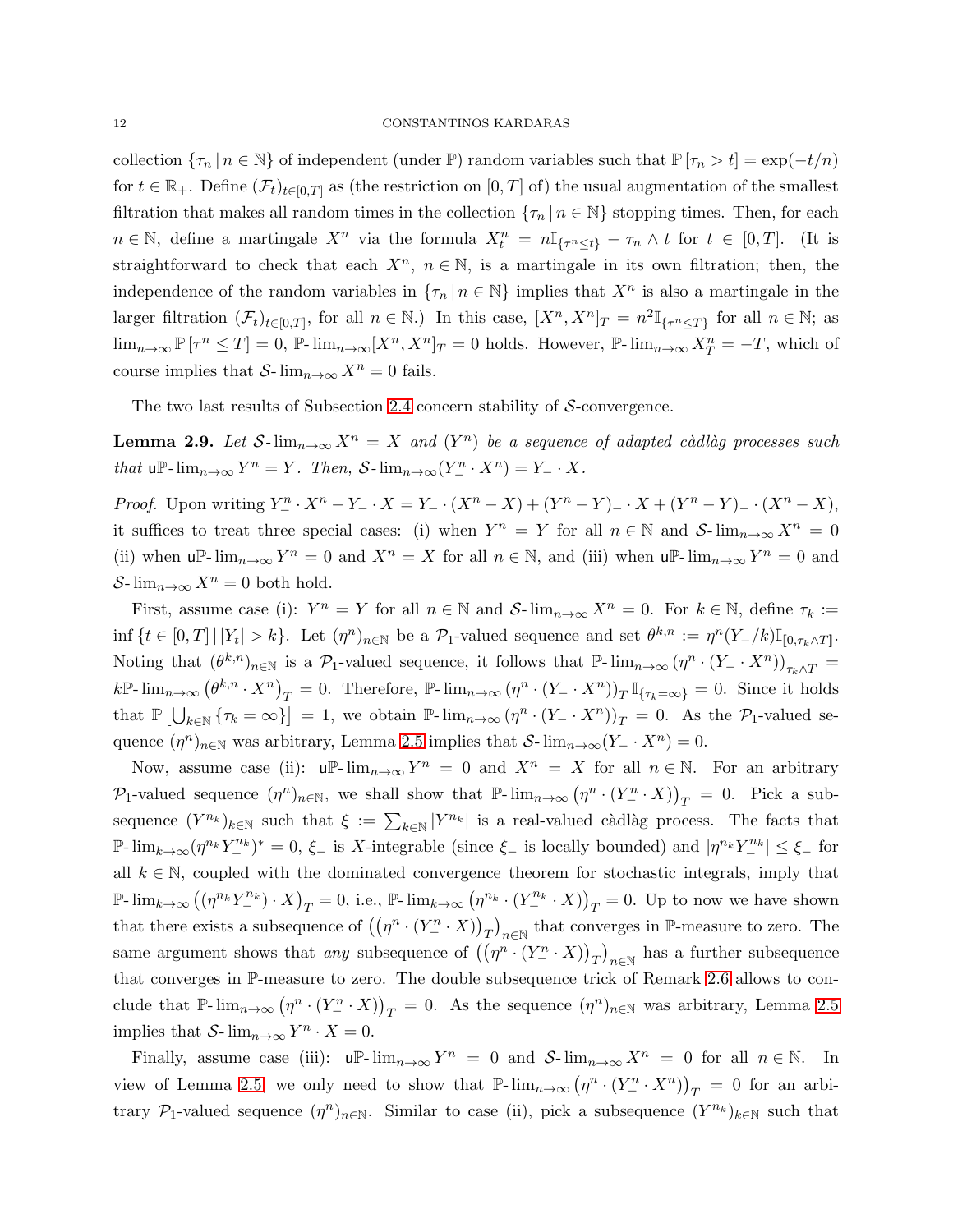collection $\{\tau_n \,|\, n \in \mathbb{N}\}$ of independent (under $\mathbb{P}$) random variables such that $\mathbb{P}[\tau_n > t] = \exp(-t/n)$ for $t \in \mathbb{R}_+$. Define $(\mathcal{F}_t)_{t\in[0,T]}$ as (the restriction on $[0,T]$ of) the usual augmentation of the smallest filtration that makes all random times in the collection $\{\tau_n \,|\, n \in \mathbb{N}\}$ stopping times. Then, for each $n \in \mathbb{N}$, define a martingale $X^n$ via the formula $X^n_t = n\mathbb{I}_{\{\tau^n \le t\}} - \tau_n \wedge t$ for $t \in [0,T]$. (It is straightforward to check that each $X^n$, $n \in \mathbb{N}$, is a martingale in its own filtration; then, the independence of the random variables in $\{\tau_n \,|\, n \in \mathbb{N}\}$ implies that $X^n$ is also a martingale in the larger filtration $(\mathcal{F}_t)_{t\in[0,T]}$, for all $n \in \mathbb{N}$.) In this case, $[X^n, X^n]_T = n^2 \mathbb{I}_{\{\tau^n \le T\}}$ for all $n \in \mathbb{N}$; as $\lim_{n\to\infty} \mathbb{P}[\tau^n \le T] = 0$, $\mathbb{P}\text{-}\lim_{n\to\infty}[X^n, X^n]_T = 0$ holds. However, $\mathbb{P}\text{-}\lim_{n\to\infty} X^n_T = -T$, which of course implies that $\mathcal{S}\text{-}\lim_{n\to\infty} X^n = 0$ fails.

The two last results of Subsection 2.4 concern stability of $\mathcal{S}$-convergence.

**Lemma 2.9.** *Let $\mathcal{S}\text{-}\lim_{n\to\infty} X^n = X$ and $(Y^n)$ be a sequence of adapted càdlàg processes such that $\mathsf{u}\mathbb{P}\text{-}\lim_{n\to\infty} Y^n = Y$. Then, $\mathcal{S}\text{-}\lim_{n\to\infty}(Y^n_- \cdot X^n) = Y_- \cdot X$.*

*Proof.* Upon writing $Y^n_- \cdot X^n - Y_- \cdot X = Y_- \cdot (X^n - X) + (Y^n - Y)_- \cdot X + (Y^n - Y)_- \cdot (X^n - X)$, it suffices to treat three special cases: (i) when $Y^n = Y$ for all $n \in \mathbb{N}$ and $\mathcal{S}\text{-}\lim_{n\to\infty} X^n = 0$ (ii) when $\mathsf{u}\mathbb{P}\text{-}\lim_{n\to\infty} Y^n = 0$ and $X^n = X$ for all $n \in \mathbb{N}$, and (iii) when $\mathsf{u}\mathbb{P}\text{-}\lim_{n\to\infty} Y^n = 0$ and $\mathcal{S}\text{-}\lim_{n\to\infty} X^n = 0$ both hold.

First, assume case (i): $Y^n = Y$ for all $n \in \mathbb{N}$ and $\mathcal{S}\text{-}\lim_{n\to\infty} X^n = 0$. For $k \in \mathbb{N}$, define $\tau_k := \inf\{t \in [0,T] \,|\, |Y_t| > k\}$. Let $(\eta^n)_{n\in\mathbb{N}}$ be a $\mathcal{P}_1$-valued sequence and set $\theta^{k,n} := \eta^n (Y_-/k) \mathbb{I}_{[0,\tau_k \wedge T]}$. Noting that $(\theta^{k,n})_{n\in\mathbb{N}}$ is a $\mathcal{P}_1$-valued sequence, it follows that $\mathbb{P}\text{-}\lim_{n\to\infty} \left(\eta^n \cdot (Y_- \cdot X^n)\right)_{\tau_k \wedge T} = k\mathbb{P}\text{-}\lim_{n\to\infty} \left(\theta^{k,n} \cdot X^n\right)_T = 0$. Therefore, $\mathbb{P}\text{-}\lim_{n\to\infty} \left(\eta^n \cdot (Y_- \cdot X^n)\right)_T \mathbb{I}_{\{\tau_k = \infty\}} = 0$. Since it holds that $\mathbb{P}\left[\bigcup_{k\in\mathbb{N}} \{\tau_k = \infty\}\right] = 1$, we obtain $\mathbb{P}\text{-}\lim_{n\to\infty} \left(\eta^n \cdot (Y_- \cdot X^n)\right)_T = 0$. As the $\mathcal{P}_1$-valued sequence $(\eta^n)_{n\in\mathbb{N}}$ was arbitrary, Lemma 2.5 implies that $\mathcal{S}\text{-}\lim_{n\to\infty}(Y_- \cdot X^n) = 0$.

Now, assume case (ii): $\mathsf{u}\mathbb{P}\text{-}\lim_{n\to\infty} Y^n = 0$ and $X^n = X$ for all $n \in \mathbb{N}$. For an arbitrary $\mathcal{P}_1$-valued sequence $(\eta^n)_{n\in\mathbb{N}}$, we shall show that $\mathbb{P}\text{-}\lim_{n\to\infty} \left(\eta^n \cdot (Y^n_- \cdot X)\right)_T = 0$. Pick a subsequence $(Y^{n_k})_{k\in\mathbb{N}}$ such that $\xi := \sum_{k\in\mathbb{N}} |Y^{n_k}|$ is a real-valued càdlàg process. The facts that $\mathbb{P}\text{-}\lim_{k\to\infty} (\eta^{n_k} Y^{n_k}_-)^* = 0$, $\xi_-$ is $X$-integrable (since $\xi_-$ is locally bounded) and $|\eta^{n_k} Y^{n_k}_-| \le \xi_-$ for all $k \in \mathbb{N}$, coupled with the dominated convergence theorem for stochastic integrals, imply that $\mathbb{P}\text{-}\lim_{k\to\infty} \left((\eta^{n_k} Y^{n_k}_-) \cdot X\right)_T = 0$, i.e., $\mathbb{P}\text{-}\lim_{k\to\infty} \left(\eta^{n_k} \cdot (Y^{n_k}_- \cdot X)\right)_T = 0$. Up to now we have shown that there exists a subsequence of $\left(\left(\eta^n \cdot (Y^n_- \cdot X)\right)_T\right)_{n\in\mathbb{N}}$ that converges in $\mathbb{P}$-measure to zero. The same argument shows that *any* subsequence of $\left(\left(\eta^n \cdot (Y^n_- \cdot X)\right)_T\right)_{n\in\mathbb{N}}$ has a further subsequence that converges in $\mathbb{P}$-measure to zero. The double subsequence trick of Remark 2.6 allows to conclude that $\mathbb{P}\text{-}\lim_{n\to\infty} \left(\eta^n \cdot (Y^n_- \cdot X)\right)_T = 0$. As the sequence $(\eta^n)_{n\in\mathbb{N}}$ was arbitrary, Lemma 2.5 implies that $\mathcal{S}\text{-}\lim_{n\to\infty} Y^n \cdot X = 0$.

Finally, assume case (iii): $\mathsf{u}\mathbb{P}\text{-}\lim_{n\to\infty} Y^n = 0$ and $\mathcal{S}\text{-}\lim_{n\to\infty} X^n = 0$ for all $n \in \mathbb{N}$. In view of Lemma 2.5, we only need to show that $\mathbb{P}\text{-}\lim_{n\to\infty} \left(\eta^n \cdot (Y^n_- \cdot X^n)\right)_T = 0$ for an arbitrary $\mathcal{P}_1$-valued sequence $(\eta^n)_{n\in\mathbb{N}}$. Similar to case (ii), pick a subsequence $(Y^{n_k})_{k\in\mathbb{N}}$ such that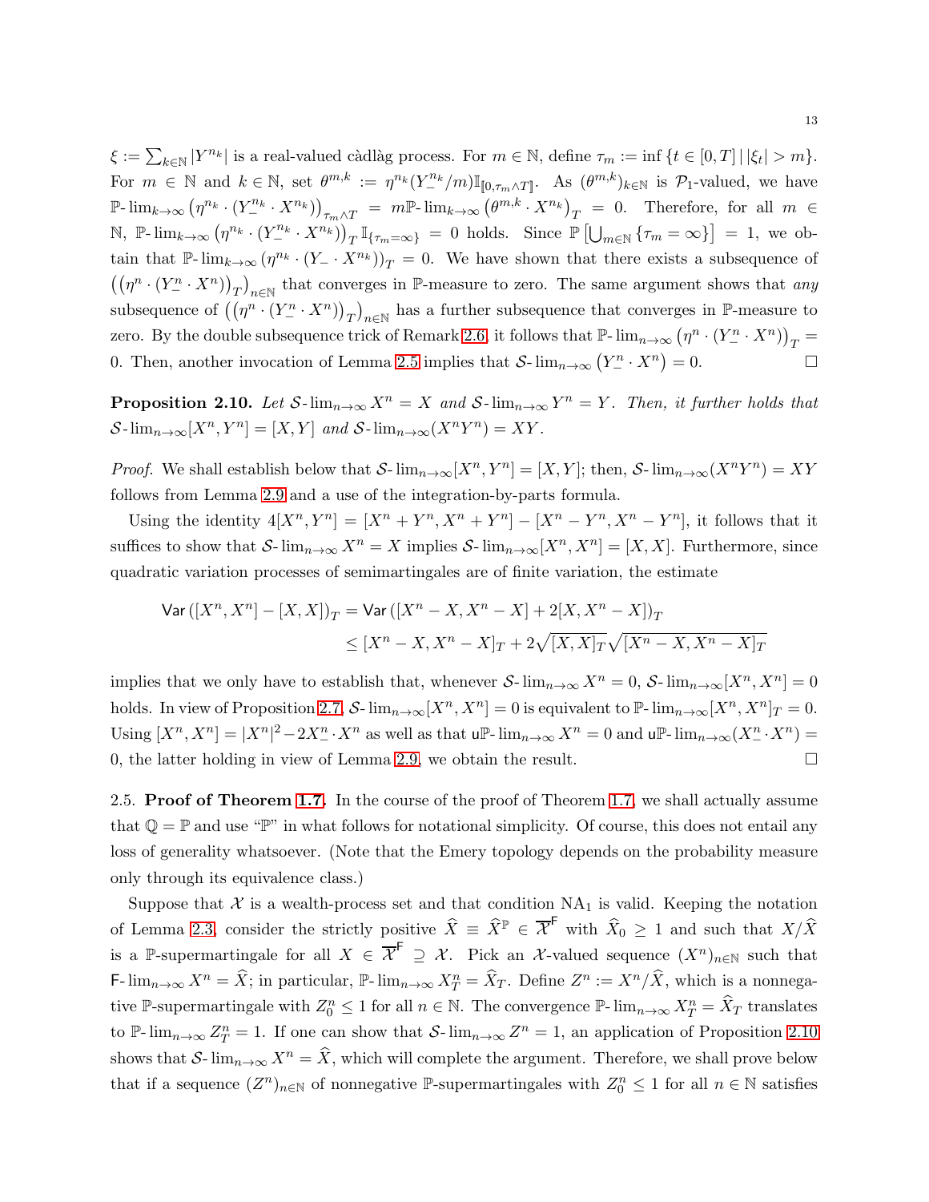$\xi := \sum_{k \in \mathbb{N}} |Y^{n_k}|$ is a real-valued càdlàg process. For $m \in \mathbb{N}$, define $\tau_m := \inf \{t \in [0,T] \,|\, |\xi_t| > m\}$. For $m \in \mathbb{N}$ and $k \in \mathbb{N}$, set $\theta^{m,k} := \eta^{n_k}(Y^{n_k}_-/m)\mathbb{I}_{[\![0,\tau_m \wedge T]\!]}$. As $(\theta^{m,k})_{k\in\mathbb{N}}$ is $\mathcal{P}_1$-valued, we have $\mathbb{P}\text{-}\lim_{k\to\infty} \left(\eta^{n_k} \cdot (Y^{n_k}_- \cdot X^{n_k})\right)_{\tau_m \wedge T} = m\mathbb{P}\text{-}\lim_{k\to\infty} \left(\theta^{m,k} \cdot X^{n_k}\right)_T = 0$. Therefore, for all $m \in \mathbb{N}$, $\mathbb{P}\text{-}\lim_{k\to\infty} \left(\eta^{n_k} \cdot (Y^{n_k}_- \cdot X^{n_k})\right)_T \mathbb{I}_{\{\tau_m = \infty\}} = 0$ holds. Since $\mathbb{P}\left[\bigcup_{m\in\mathbb{N}} \{\tau_m = \infty\}\right] = 1$, we obtain that $\mathbb{P}\text{-}\lim_{k\to\infty} (\eta^{n_k} \cdot (Y_- \cdot X^{n_k}))_T = 0$. We have shown that there exists a subsequence of $\left(\left(\eta^n \cdot (Y^n_- \cdot X^n)\right)_T\right)_{n\in\mathbb{N}}$ that converges in $\mathbb{P}$-measure to zero. The same argument shows that *any* subsequence of $\left(\left(\eta^n \cdot (Y^n_- \cdot X^n)\right)_T\right)_{n\in\mathbb{N}}$ has a further subsequence that converges in $\mathbb{P}$-measure to zero. By the double subsequence trick of Remark 2.6, it follows that $\mathbb{P}\text{-}\lim_{n\to\infty} \left(\eta^n \cdot (Y^n_- \cdot X^n)\right)_T = 0$. Then, another invocation of Lemma 2.5 implies that $\mathcal{S}\text{-}\lim_{n\to\infty} \left(Y^n_- \cdot X^n\right) = 0$. □

**Proposition 2.10.** *Let $\mathcal{S}\text{-}\lim_{n\to\infty} X^n = X$ and $\mathcal{S}\text{-}\lim_{n\to\infty} Y^n = Y$. Then, it further holds that $\mathcal{S}\text{-}\lim_{n\to\infty}[X^n, Y^n] = [X, Y]$ and $\mathcal{S}\text{-}\lim_{n\to\infty}(X^n Y^n) = XY$.*

*Proof.* We shall establish below that $\mathcal{S}\text{-}\lim_{n\to\infty}[X^n, Y^n] = [X, Y]$; then, $\mathcal{S}\text{-}\lim_{n\to\infty}(X^n Y^n) = XY$ follows from Lemma 2.9 and a use of the integration-by-parts formula.

Using the identity $4[X^n, Y^n] = [X^n + Y^n, X^n + Y^n] - [X^n - Y^n, X^n - Y^n]$, it follows that it suffices to show that $\mathcal{S}\text{-}\lim_{n\to\infty} X^n = X$ implies $\mathcal{S}\text{-}\lim_{n\to\infty}[X^n, X^n] = [X, X]$. Furthermore, since quadratic variation processes of semimartingales are of finite variation, the estimate

$$
\begin{aligned}
\mathsf{Var}\left([X^n, X^n] - [X, X]\right)_T &= \mathsf{Var}\left([X^n - X, X^n - X] + 2[X, X^n - X]\right)_T \\
&\leq [X^n - X, X^n - X]_T + 2\sqrt{[X, X]_T}\sqrt{[X^n - X, X^n - X]_T}
\end{aligned}
$$

implies that we only have to establish that, whenever $\mathcal{S}\text{-}\lim_{n\to\infty} X^n = 0$, $\mathcal{S}\text{-}\lim_{n\to\infty}[X^n, X^n] = 0$ holds. In view of Proposition 2.7, $\mathcal{S}\text{-}\lim_{n\to\infty}[X^n, X^n] = 0$ is equivalent to $\mathbb{P}\text{-}\lim_{n\to\infty}[X^n, X^n]_T = 0$. Using $[X^n, X^n] = |X^n|^2 - 2X^n_- \cdot X^n$ as well as that $\mathsf{u}\mathbb{P}\text{-}\lim_{n\to\infty} X^n = 0$ and $\mathsf{u}\mathbb{P}\text{-}\lim_{n\to\infty}(X^n_- \cdot X^n) = 0$, the latter holding in view of Lemma 2.9, we obtain the result. □

2.5. **Proof of Theorem 1.7.** In the course of the proof of Theorem 1.7, we shall actually assume that $\mathbb{Q} = \mathbb{P}$ and use "$\mathbb{P}$" in what follows for notational simplicity. Of course, this does not entail any loss of generality whatsoever. (Note that the Emery topology depends on the probability measure only through its equivalence class.)

Suppose that $\mathcal{X}$ is a wealth-process set and that condition $\mathrm{NA}_1$ is valid. Keeping the notation of Lemma 2.3, consider the strictly positive $\widehat{X} \equiv \widehat{X}^{\mathbb{P}} \in \overline{\mathcal{X}}^{\mathsf{F}}$ with $\widehat{X}_0 \geq 1$ and such that $X/\widehat{X}$ is a $\mathbb{P}$-supermartingale for all $X \in \overline{\mathcal{X}}^{\mathsf{F}} \supseteq \mathcal{X}$. Pick an $\mathcal{X}$-valued sequence $(X^n)_{n\in\mathbb{N}}$ such that $\mathsf{F}\text{-}\lim_{n\to\infty} X^n = \widehat{X}$; in particular, $\mathbb{P}\text{-}\lim_{n\to\infty} X^n_T = \widehat{X}_T$. Define $Z^n := X^n/\widehat{X}$, which is a nonnegative $\mathbb{P}$-supermartingale with $Z^n_0 \leq 1$ for all $n \in \mathbb{N}$. The convergence $\mathbb{P}\text{-}\lim_{n\to\infty} X^n_T = \widehat{X}_T$ translates to $\mathbb{P}\text{-}\lim_{n\to\infty} Z^n_T = 1$. If one can show that $\mathcal{S}\text{-}\lim_{n\to\infty} Z^n = 1$, an application of Proposition 2.10 shows that $\mathcal{S}\text{-}\lim_{n\to\infty} X^n = \widehat{X}$, which will complete the argument. Therefore, we shall prove below that if a sequence $(Z^n)_{n\in\mathbb{N}}$ of nonnegative $\mathbb{P}$-supermartingales with $Z^n_0 \leq 1$ for all $n \in \mathbb{N}$ satisfies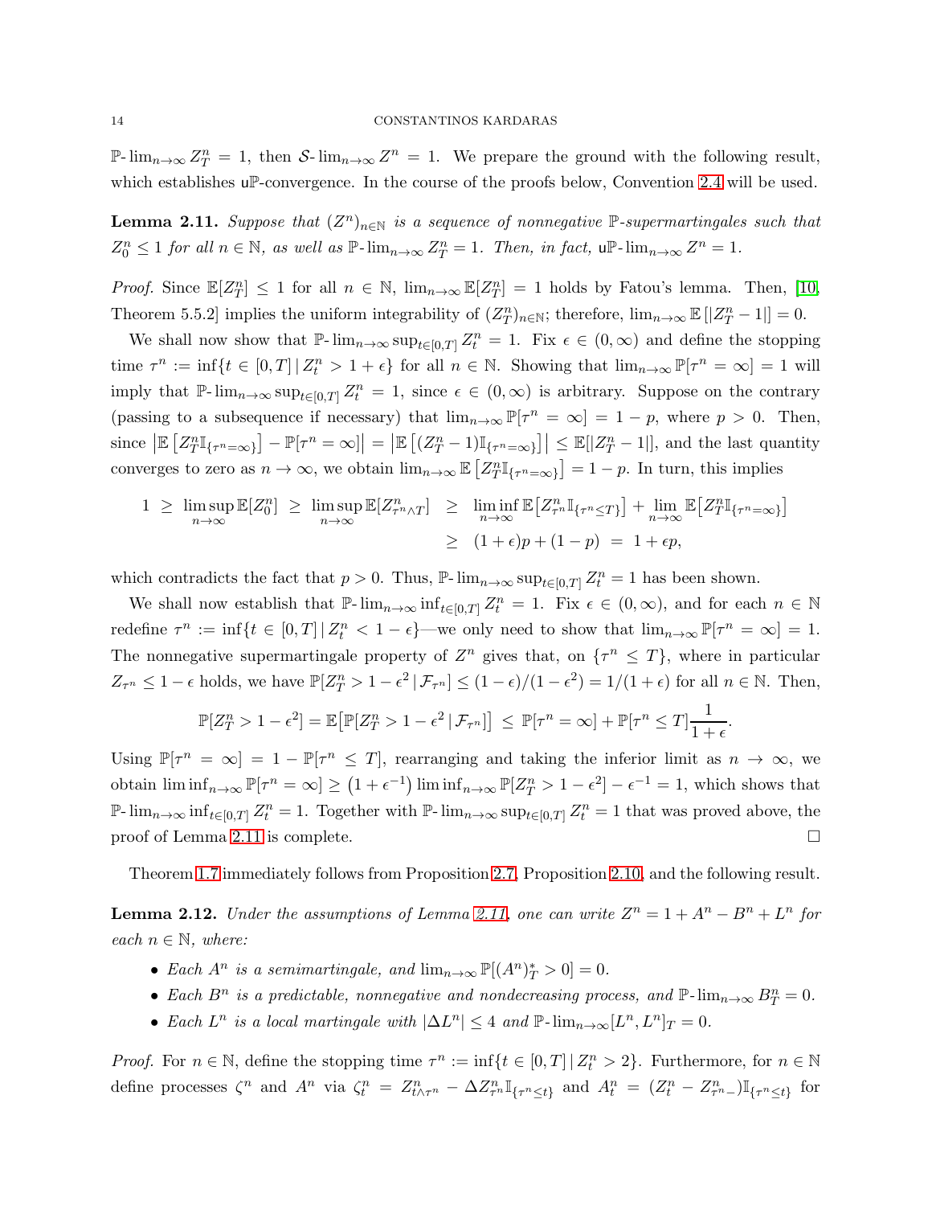$\mathbb{P}\text{-}\lim_{n\to\infty} Z^n_T = 1$, then $\mathcal{S}\text{-}\lim_{n\to\infty} Z^n = 1$. We prepare the ground with the following result, which establishes $\mathsf{u}\mathbb{P}$-convergence. In the course of the proofs below, Convention 2.4 will be used.

**Lemma 2.11.** *Suppose that $(Z^n)_{n\in\mathbb{N}}$ is a sequence of nonnegative $\mathbb{P}$-supermartingales such that $Z^n_0 \le 1$ for all $n \in \mathbb{N}$, as well as $\mathbb{P}\text{-}\lim_{n\to\infty} Z^n_T = 1$. Then, in fact, $\mathsf{u}\mathbb{P}\text{-}\lim_{n\to\infty} Z^n = 1$.*

*Proof.* Since $\mathbb{E}[Z^n_T] \le 1$ for all $n \in \mathbb{N}$, $\lim_{n\to\infty} \mathbb{E}[Z^n_T] = 1$ holds by Fatou's lemma. Then, [10, Theorem 5.5.2] implies the uniform integrability of $(Z^n_T)_{n\in\mathbb{N}}$; therefore, $\lim_{n\to\infty} \mathbb{E}[|Z^n_T - 1|] = 0$.

We shall now show that $\mathbb{P}\text{-}\lim_{n\to\infty} \sup_{t\in[0,T]} Z^n_t = 1$. Fix $\epsilon \in (0,\infty)$ and define the stopping time $\tau^n := \inf\{t \in [0,T] \,|\, Z^n_t > 1+\epsilon\}$ for all $n \in \mathbb{N}$. Showing that $\lim_{n\to\infty} \mathbb{P}[\tau^n = \infty] = 1$ will imply that $\mathbb{P}\text{-}\lim_{n\to\infty} \sup_{t\in[0,T]} Z^n_t = 1$, since $\epsilon \in (0,\infty)$ is arbitrary. Suppose on the contrary (passing to a subsequence if necessary) that $\lim_{n\to\infty} \mathbb{P}[\tau^n = \infty] = 1 - p$, where $p > 0$. Then, since $\left|\mathbb{E}\left[Z^n_T \mathbb{I}_{\{\tau^n=\infty\}}\right] - \mathbb{P}[\tau^n = \infty]\right| = \left|\mathbb{E}\left[(Z^n_T - 1)\mathbb{I}_{\{\tau^n=\infty\}}\right]\right| \le \mathbb{E}[|Z^n_T - 1|]$, and the last quantity converges to zero as $n \to \infty$, we obtain $\lim_{n\to\infty} \mathbb{E}\left[Z^n_T \mathbb{I}_{\{\tau^n=\infty\}}\right] = 1 - p$. In turn, this implies

$$
\begin{aligned}
1 \ \ge\ \limsup_{n\to\infty} \mathbb{E}[Z^n_0] \ \ge\ \limsup_{n\to\infty} \mathbb{E}[Z^n_{\tau^n\wedge T}] \ &\ge\ \liminf_{n\to\infty} \mathbb{E}\big[Z^n_{\tau^n} \mathbb{I}_{\{\tau^n\le T\}}\big] + \lim_{n\to\infty} \mathbb{E}\big[Z^n_T \mathbb{I}_{\{\tau^n=\infty\}}\big] \\
&\ge\ (1+\epsilon)p + (1-p) \ =\ 1 + \epsilon p,
\end{aligned}
$$

which contradicts the fact that $p > 0$. Thus, $\mathbb{P}\text{-}\lim_{n\to\infty} \sup_{t\in[0,T]} Z^n_t = 1$ has been shown.

We shall now establish that $\mathbb{P}\text{-}\lim_{n\to\infty} \inf_{t\in[0,T]} Z^n_t = 1$. Fix $\epsilon \in (0,\infty)$, and for each $n \in \mathbb{N}$ redefine $\tau^n := \inf\{t \in [0,T] \,|\, Z^n_t < 1-\epsilon\}$—we only need to show that $\lim_{n\to\infty} \mathbb{P}[\tau^n = \infty] = 1$. The nonnegative supermartingale property of $Z^n$ gives that, on $\{\tau^n \le T\}$, where in particular $Z_{\tau^n} \le 1-\epsilon$ holds, we have $\mathbb{P}[Z^n_T > 1-\epsilon^2 \,|\, \mathcal{F}_{\tau^n}] \le (1-\epsilon)/(1-\epsilon^2) = 1/(1+\epsilon)$ for all $n \in \mathbb{N}$. Then,

$$
\mathbb{P}[Z^n_T > 1-\epsilon^2] = \mathbb{E}\big[\mathbb{P}[Z^n_T > 1-\epsilon^2 \,|\, \mathcal{F}_{\tau^n}]\big] \ \le\ \mathbb{P}[\tau^n = \infty] + \mathbb{P}[\tau^n \le T]\frac{1}{1+\epsilon}.
$$

Using $\mathbb{P}[\tau^n = \infty] = 1 - \mathbb{P}[\tau^n \le T]$, rearranging and taking the inferior limit as $n \to \infty$, we obtain $\liminf_{n\to\infty} \mathbb{P}[\tau^n = \infty] \ge \left(1+\epsilon^{-1}\right) \liminf_{n\to\infty} \mathbb{P}[Z^n_T > 1-\epsilon^2] - \epsilon^{-1} = 1$, which shows that $\mathbb{P}\text{-}\lim_{n\to\infty} \inf_{t\in[0,T]} Z^n_t = 1$. Together with $\mathbb{P}\text{-}\lim_{n\to\infty} \sup_{t\in[0,T]} Z^n_t = 1$ that was proved above, the proof of Lemma 2.11 is complete. $\square$

Theorem 1.7 immediately follows from Proposition 2.7, Proposition 2.10, and the following result.

**Lemma 2.12.** *Under the assumptions of Lemma 2.11, one can write $Z^n = 1 + A^n - B^n + L^n$ for each $n \in \mathbb{N}$, where:*

- *Each $A^n$ is a semimartingale, and $\lim_{n\to\infty} \mathbb{P}[(A^n)^*_T > 0] = 0$.*
- *Each $B^n$ is a predictable, nonnegative and nondecreasing process, and $\mathbb{P}\text{-}\lim_{n\to\infty} B^n_T = 0$.*
- *Each $L^n$ is a local martingale with $|\Delta L^n| \le 4$ and $\mathbb{P}\text{-}\lim_{n\to\infty}[L^n, L^n]_T = 0$.*

*Proof.* For $n \in \mathbb{N}$, define the stopping time $\tau^n := \inf\{t \in [0,T] \,|\, Z^n_t > 2\}$. Furthermore, for $n \in \mathbb{N}$ define processes $\zeta^n$ and $A^n$ via $\zeta^n_t = Z^n_{t\wedge\tau^n} - \Delta Z^n_{\tau^n} \mathbb{I}_{\{\tau^n\le t\}}$ and $A^n_t = (Z^n_t - Z^n_{\tau^n-})\mathbb{I}_{\{\tau^n\le t\}}$ for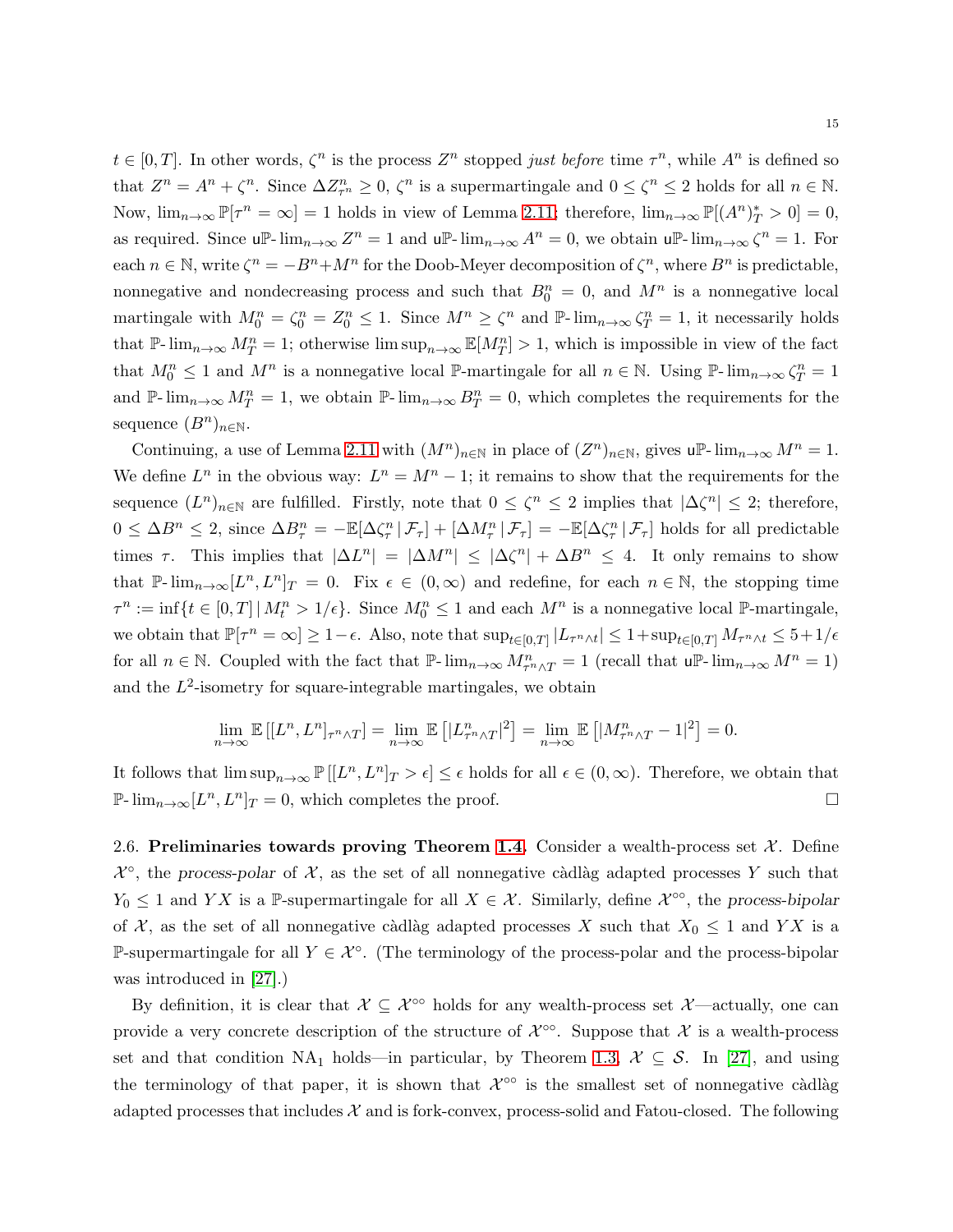$t \in [0,T]$. In other words, $\zeta^n$ is the process $Z^n$ stopped *just before* time $\tau^n$, while $A^n$ is defined so that $Z^n = A^n + \zeta^n$. Since $\Delta Z^n_{\tau^n} \geq 0$, $\zeta^n$ is a supermartingale and $0 \leq \zeta^n \leq 2$ holds for all $n \in \mathbb{N}$. Now, $\lim_{n\to\infty} \mathbb{P}[\tau^n = \infty] = 1$ holds in view of Lemma 2.11; therefore, $\lim_{n\to\infty} \mathbb{P}[(A^n)^*_T > 0] = 0$, as required. Since $\mathsf{u}\mathbb{P}\text{-}\lim_{n\to\infty} Z^n = 1$ and $\mathsf{u}\mathbb{P}\text{-}\lim_{n\to\infty} A^n = 0$, we obtain $\mathsf{u}\mathbb{P}\text{-}\lim_{n\to\infty} \zeta^n = 1$. For each $n \in \mathbb{N}$, write $\zeta^n = -B^n + M^n$ for the Doob-Meyer decomposition of $\zeta^n$, where $B^n$ is predictable, nonnegative and nondecreasing process and such that $B^n_0 = 0$, and $M^n$ is a nonnegative local martingale with $M^n_0 = \zeta^n_0 = Z^n_0 \leq 1$. Since $M^n \geq \zeta^n$ and $\mathbb{P}\text{-}\lim_{n\to\infty} \zeta^n_T = 1$, it necessarily holds that $\mathbb{P}\text{-}\lim_{n\to\infty} M^n_T = 1$; otherwise $\limsup_{n\to\infty} \mathbb{E}[M^n_T] > 1$, which is impossible in view of the fact that $M^n_0 \leq 1$ and $M^n$ is a nonnegative local $\mathbb{P}$-martingale for all $n \in \mathbb{N}$. Using $\mathbb{P}\text{-}\lim_{n\to\infty} \zeta^n_T = 1$ and $\mathbb{P}\text{-}\lim_{n\to\infty} M^n_T = 1$, we obtain $\mathbb{P}\text{-}\lim_{n\to\infty} B^n_T = 0$, which completes the requirements for the sequence $(B^n)_{n\in\mathbb{N}}$.

Continuing, a use of Lemma 2.11 with $(M^n)_{n\in\mathbb{N}}$ in place of $(Z^n)_{n\in\mathbb{N}}$, gives $\mathsf{u}\mathbb{P}\text{-}\lim_{n\to\infty} M^n = 1$. We define $L^n$ in the obvious way: $L^n = M^n - 1$; it remains to show that the requirements for the sequence $(L^n)_{n\in\mathbb{N}}$ are fulfilled. Firstly, note that $0 \leq \zeta^n \leq 2$ implies that $|\Delta\zeta^n| \leq 2$; therefore, $0 \leq \Delta B^n \leq 2$, since $\Delta B^n_\tau = -\mathbb{E}[\Delta\zeta^n_\tau \,|\, \mathcal{F}_\tau] + [\Delta M^n_\tau \,|\, \mathcal{F}_\tau] = -\mathbb{E}[\Delta\zeta^n_\tau \,|\, \mathcal{F}_\tau]$ holds for all predictable times $\tau$. This implies that $|\Delta L^n| = |\Delta M^n| \leq |\Delta\zeta^n| + \Delta B^n \leq 4$. It only remains to show that $\mathbb{P}\text{-}\lim_{n\to\infty}[L^n, L^n]_T = 0$. Fix $\epsilon \in (0,\infty)$ and redefine, for each $n \in \mathbb{N}$, the stopping time $\tau^n := \inf\{t \in [0,T] \,|\, M^n_t > 1/\epsilon\}$. Since $M^n_0 \leq 1$ and each $M^n$ is a nonnegative local $\mathbb{P}$-martingale, we obtain that $\mathbb{P}[\tau^n = \infty] \geq 1 - \epsilon$. Also, note that $\sup_{t\in[0,T]} |L_{\tau^n \wedge t}| \leq 1 + \sup_{t\in[0,T]} M_{\tau^n\wedge t} \leq 5 + 1/\epsilon$ for all $n \in \mathbb{N}$. Coupled with the fact that $\mathbb{P}\text{-}\lim_{n\to\infty} M^n_{\tau^n\wedge T} = 1$ (recall that $\mathsf{u}\mathbb{P}\text{-}\lim_{n\to\infty} M^n = 1$) and the $L^2$-isometry for square-integrable martingales, we obtain

$$\lim_{n\to\infty} \mathbb{E}\left[[L^n, L^n]_{\tau^n\wedge T}\right] = \lim_{n\to\infty} \mathbb{E}\left[|L^n_{\tau^n\wedge T}|^2\right] = \lim_{n\to\infty} \mathbb{E}\left[|M^n_{\tau^n\wedge T} - 1|^2\right] = 0.$$

It follows that $\limsup_{n\to\infty} \mathbb{P}\left[[L^n, L^n]_T > \epsilon\right] \leq \epsilon$ holds for all $\epsilon \in (0,\infty)$. Therefore, we obtain that $\mathbb{P}\text{-}\lim_{n\to\infty}[L^n, L^n]_T = 0$, which completes the proof. □

2.6. **Preliminaries towards proving Theorem 1.4.** Consider a wealth-process set $\mathcal{X}$. Define $\mathcal{X}^\circ$, the *process-polar* of $\mathcal{X}$, as the set of all nonnegative càdlàg adapted processes $Y$ such that $Y_0 \leq 1$ and $YX$ is a $\mathbb{P}$-supermartingale for all $X \in \mathcal{X}$. Similarly, define $\mathcal{X}^{\circ\circ}$, the *process-bipolar* of $\mathcal{X}$, as the set of all nonnegative càdlàg adapted processes $X$ such that $X_0 \leq 1$ and $YX$ is a $\mathbb{P}$-supermartingale for all $Y \in \mathcal{X}^\circ$. (The terminology of the process-polar and the process-bipolar was introduced in [27].)

By definition, it is clear that $\mathcal{X} \subseteq \mathcal{X}^{\circ\circ}$ holds for any wealth-process set $\mathcal{X}$—actually, one can provide a very concrete description of the structure of $\mathcal{X}^{\circ\circ}$. Suppose that $\mathcal{X}$ is a wealth-process set and that condition $\mathrm{NA}_1$ holds—in particular, by Theorem 1.3, $\mathcal{X} \subseteq \mathcal{S}$. In [27], and using the terminology of that paper, it is shown that $\mathcal{X}^{\circ\circ}$ is the smallest set of nonnegative càdlàg adapted processes that includes $\mathcal{X}$ and is fork-convex, process-solid and Fatou-closed. The following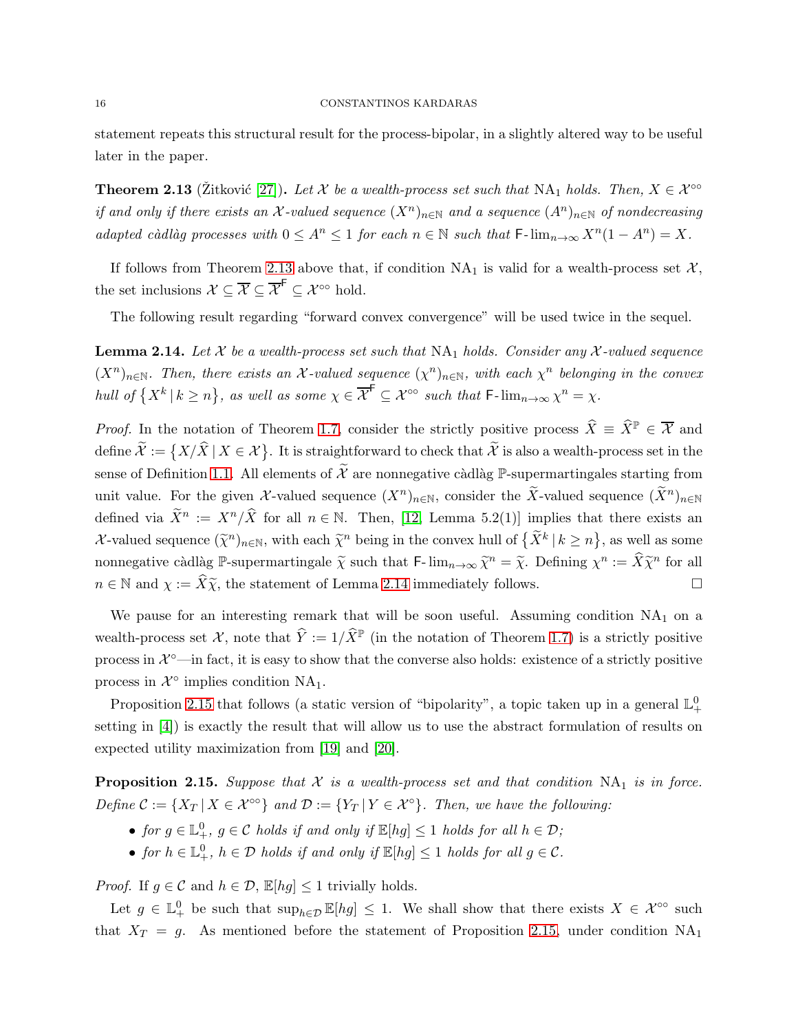statement repeats this structural result for the process-bipolar, in a slightly altered way to be useful later in the paper.

**Theorem 2.13** (Žitković [27]). *Let $\mathcal{X}$ be a wealth-process set such that $\mathrm{NA}_1$ holds. Then, $X \in \mathcal{X}^{\circ\circ}$ if and only if there exists an $\mathcal{X}$-valued sequence $(X^n)_{n \in \mathbb{N}}$ and a sequence $(A^n)_{n \in \mathbb{N}}$ of nondecreasing adapted càdlàg processes with $0 \leq A^n \leq 1$ for each $n \in \mathbb{N}$ such that $\mathsf{F}\text{-}\lim_{n \to \infty} X^n(1 - A^n) = X$.*

If follows from Theorem 2.13 above that, if condition $\mathrm{NA}_1$ is valid for a wealth-process set $\mathcal{X}$, the set inclusions $\mathcal{X} \subseteq \overline{\mathcal{X}} \subseteq \overline{\mathcal{X}}^{\mathsf{F}} \subseteq \mathcal{X}^{\circ\circ}$ hold.

The following result regarding "forward convex convergence" will be used twice in the sequel.

**Lemma 2.14.** *Let $\mathcal{X}$ be a wealth-process set such that $\mathrm{NA}_1$ holds. Consider any $\mathcal{X}$-valued sequence $(X^n)_{n \in \mathbb{N}}$. Then, there exists an $\mathcal{X}$-valued sequence $(\chi^n)_{n \in \mathbb{N}}$, with each $\chi^n$ belonging in the convex hull of $\left\{ X^k \,|\, k \geq n \right\}$, as well as some $\chi \in \overline{\mathcal{X}}^{\mathsf{F}} \subseteq \mathcal{X}^{\circ\circ}$ such that $\mathsf{F}\text{-}\lim_{n \to \infty} \chi^n = \chi$.*

*Proof.* In the notation of Theorem 1.7, consider the strictly positive process $\widehat{X} \equiv \widehat{X}^{\mathbb{P}} \in \overline{\mathcal{X}}$ and define $\widetilde{\mathcal{X}} := \left\{ X / \widehat{X} \,|\, X \in \mathcal{X} \right\}$. It is straightforward to check that $\widetilde{\mathcal{X}}$ is also a wealth-process set in the sense of Definition 1.1. All elements of $\widetilde{\mathcal{X}}$ are nonnegative càdlàg $\mathbb{P}$-supermartingales starting from unit value. For the given $\mathcal{X}$-valued sequence $(X^n)_{n \in \mathbb{N}}$, consider the $\widetilde{X}$-valued sequence $(\widetilde{X}^n)_{n \in \mathbb{N}}$ defined via $\widetilde{X}^n := X^n / \widehat{X}$ for all $n \in \mathbb{N}$. Then, [12, Lemma 5.2(1)] implies that there exists an $\mathcal{X}$-valued sequence $(\widetilde{\chi}^n)_{n \in \mathbb{N}}$, with each $\widetilde{\chi}^n$ being in the convex hull of $\left\{ \widetilde{X}^k \,|\, k \geq n \right\}$, as well as some nonnegative càdlàg $\mathbb{P}$-supermartingale $\widetilde{\chi}$ such that $\mathsf{F}\text{-}\lim_{n \to \infty} \widetilde{\chi}^n = \widetilde{\chi}$. Defining $\chi^n := \widehat{X} \widetilde{\chi}^n$ for all $n \in \mathbb{N}$ and $\chi := \widehat{X} \widetilde{\chi}$, the statement of Lemma 2.14 immediately follows. $\square$

We pause for an interesting remark that will be soon useful. Assuming condition $\mathrm{NA}_1$ on a wealth-process set $\mathcal{X}$, note that $\widehat{Y} := 1 / \widehat{X}^{\mathbb{P}}$ (in the notation of Theorem 1.7) is a strictly positive process in $\mathcal{X}^{\circ}$—in fact, it is easy to show that the converse also holds: existence of a strictly positive process in $\mathcal{X}^{\circ}$ implies condition $\mathrm{NA}_1$.

Proposition 2.15 that follows (a static version of "bipolarity", a topic taken up in a general $\mathbb{L}^0_+$ setting in [4]) is exactly the result that will allow us to use the abstract formulation of results on expected utility maximization from [19] and [20].

**Proposition 2.15.** *Suppose that $\mathcal{X}$ is a wealth-process set and that condition $\mathrm{NA}_1$ is in force. Define $\mathcal{C} := \{ X_T \,|\, X \in \mathcal{X}^{\circ\circ} \}$ and $\mathcal{D} := \{ Y_T \,|\, Y \in \mathcal{X}^{\circ} \}$. Then, we have the following:*

- *for $g \in \mathbb{L}^0_+$, $g \in \mathcal{C}$ holds if and only if $\mathbb{E}[hg] \leq 1$ holds for all $h \in \mathcal{D}$;*
- *for $h \in \mathbb{L}^0_+$, $h \in \mathcal{D}$ holds if and only if $\mathbb{E}[hg] \leq 1$ holds for all $g \in \mathcal{C}$.*

*Proof.* If $g \in \mathcal{C}$ and $h \in \mathcal{D}$, $\mathbb{E}[hg] \leq 1$ trivially holds.

Let $g \in \mathbb{L}^0_+$ be such that $\sup_{h \in \mathcal{D}} \mathbb{E}[hg] \leq 1$. We shall show that there exists $X \in \mathcal{X}^{\circ\circ}$ such that $X_T = g$. As mentioned before the statement of Proposition 2.15, under condition $\mathrm{NA}_1$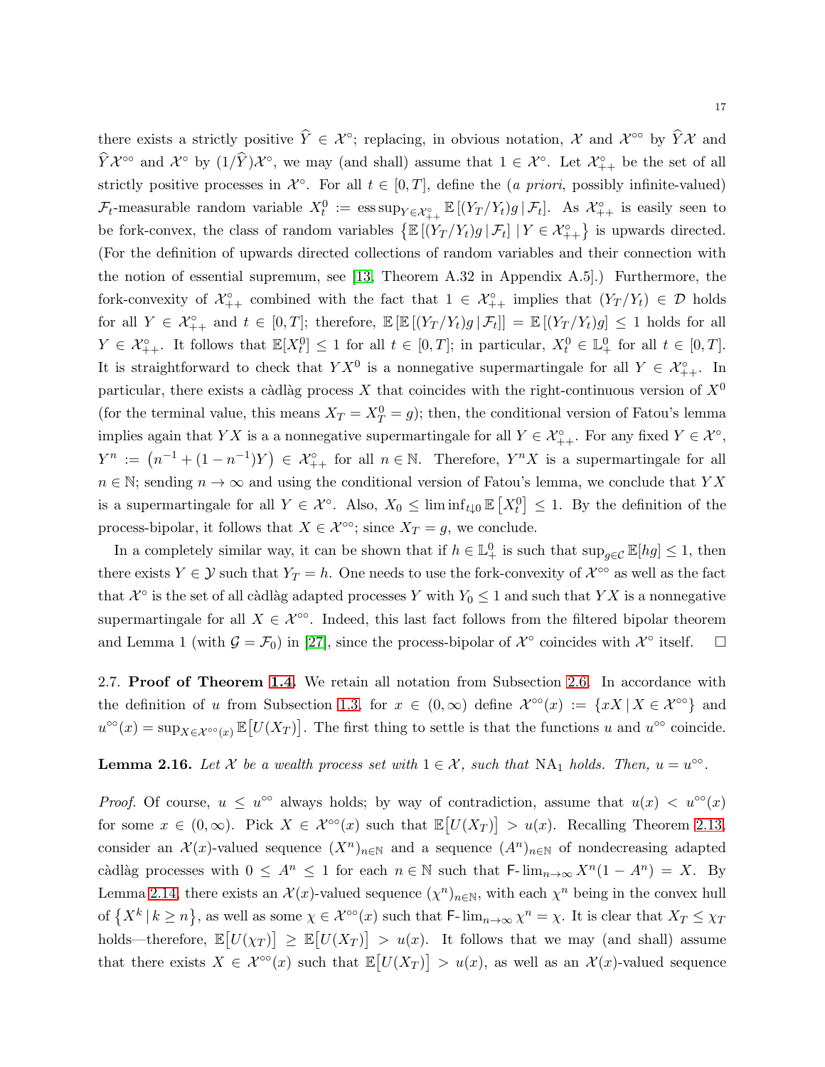there exists a strictly positive $\widehat{Y} \in \mathcal{X}^\circ$; replacing, in obvious notation, $\mathcal{X}$ and $\mathcal{X}^{\circ\circ}$ by $\widehat{Y}\mathcal{X}$ and $\widehat{Y}\mathcal{X}^{\circ\circ}$ and $\mathcal{X}^\circ$ by $(1/\widehat{Y})\mathcal{X}^\circ$, we may (and shall) assume that $1 \in \mathcal{X}^\circ$. Let $\mathcal{X}^\circ_{++}$ be the set of all strictly positive processes in $\mathcal{X}^\circ$. For all $t \in [0,T]$, define the (*a priori*, possibly infinite-valued) $\mathcal{F}_t$-measurable random variable $X^0_t := \operatorname{ess\,sup}_{Y \in \mathcal{X}^\circ_{++}} \mathbb{E}\left[(Y_T/Y_t) g \,|\, \mathcal{F}_t\right]$. As $\mathcal{X}^\circ_{++}$ is easily seen to be fork-convex, the class of random variables $\left\{\mathbb{E}\left[(Y_T/Y_t)g \,|\, \mathcal{F}_t\right] \,|\, Y \in \mathcal{X}^\circ_{++}\right\}$ is upwards directed. (For the definition of upwards directed collections of random variables and their connection with the notion of essential supremum, see [13, Theorem A.32 in Appendix A.5].) Furthermore, the fork-convexity of $\mathcal{X}^\circ_{++}$ combined with the fact that $1 \in \mathcal{X}^\circ_{++}$ implies that $(Y_T/Y_t) \in \mathcal{D}$ holds for all $Y \in \mathcal{X}^\circ_{++}$ and $t \in [0,T]$; therefore, $\mathbb{E}\left[\mathbb{E}\left[(Y_T/Y_t)g \,|\, \mathcal{F}_t\right]\right] = \mathbb{E}\left[(Y_T/Y_t)g\right] \leq 1$ holds for all $Y \in \mathcal{X}^\circ_{++}$. It follows that $\mathbb{E}[X^0_t] \leq 1$ for all $t \in [0,T]$; in particular, $X^0_t \in \mathbb{L}^0_+$ for all $t \in [0,T]$. It is straightforward to check that $YX^0$ is a nonnegative supermartingale for all $Y \in \mathcal{X}^\circ_{++}$. In particular, there exists a càdlàg process $X$ that coincides with the right-continuous version of $X^0$ (for the terminal value, this means $X_T = X^0_T = g$); then, the conditional version of Fatou's lemma implies again that $YX$ is a a nonnegative supermartingale for all $Y \in \mathcal{X}^\circ_{++}$. For any fixed $Y \in \mathcal{X}^\circ$, $Y^n := \left(n^{-1} + (1-n^{-1})Y\right) \in \mathcal{X}^\circ_{++}$ for all $n \in \mathbb{N}$. Therefore, $Y^n X$ is a supermartingale for all $n \in \mathbb{N}$; sending $n \to \infty$ and using the conditional version of Fatou's lemma, we conclude that $YX$ is a supermartingale for all $Y \in \mathcal{X}^\circ$. Also, $X_0 \leq \liminf_{t \downarrow 0} \mathbb{E}\left[X^0_t\right] \leq 1$. By the definition of the process-bipolar, it follows that $X \in \mathcal{X}^{\circ\circ}$; since $X_T = g$, we conclude.

In a completely similar way, it can be shown that if $h \in \mathbb{L}^0_+$ is such that $\sup_{g \in \mathcal{C}} \mathbb{E}[hg] \leq 1$, then there exists $Y \in \mathcal{Y}$ such that $Y_T = h$. One needs to use the fork-convexity of $\mathcal{X}^{\circ\circ}$ as well as the fact that $\mathcal{X}^\circ$ is the set of all càdlàg adapted processes $Y$ with $Y_0 \leq 1$ and such that $YX$ is a nonnegative supermartingale for all $X \in \mathcal{X}^{\circ\circ}$. Indeed, this last fact follows from the filtered bipolar theorem and Lemma 1 (with $\mathcal{G} = \mathcal{F}_0$) in [27], since the process-bipolar of $\mathcal{X}^\circ$ coincides with $\mathcal{X}^\circ$ itself. $\square$

## 2.7. Proof of Theorem 1.4.

We retain all notation from Subsection 2.6. In accordance with the definition of $u$ from Subsection 1.3, for $x \in (0,\infty)$ define $\mathcal{X}^{\circ\circ}(x) := \{xX \,|\, X \in \mathcal{X}^{\circ\circ}\}$ and $u^{\circ\circ}(x) = \sup_{X \in \mathcal{X}^{\circ\circ}(x)} \mathbb{E}\left[U(X_T)\right]$. The first thing to settle is that the functions $u$ and $u^{\circ\circ}$ coincide.

**Lemma 2.16.** *Let $\mathcal{X}$ be a wealth process set with $1 \in \mathcal{X}$, such that* $\mathrm{NA}_1$ *holds. Then, $u = u^{\circ\circ}$.*

*Proof.* Of course, $u \leq u^{\circ\circ}$ always holds; by way of contradiction, assume that $u(x) < u^{\circ\circ}(x)$ for some $x \in (0,\infty)$. Pick $X \in \mathcal{X}^{\circ\circ}(x)$ such that $\mathbb{E}\left[U(X_T)\right] > u(x)$. Recalling Theorem 2.13, consider an $\mathcal{X}(x)$-valued sequence $(X^n)_{n \in \mathbb{N}}$ and a sequence $(A^n)_{n \in \mathbb{N}}$ of nondecreasing adapted càdlàg processes with $0 \leq A^n \leq 1$ for each $n \in \mathbb{N}$ such that $\mathsf{F}\text{-}\lim_{n \to \infty} X^n(1 - A^n) = X$. By Lemma 2.14, there exists an $\mathcal{X}(x)$-valued sequence $(\chi^n)_{n \in \mathbb{N}}$, with each $\chi^n$ being in the convex hull of $\left\{X^k \,|\, k \geq n\right\}$, as well as some $\chi \in \mathcal{X}^{\circ\circ}(x)$ such that $\mathsf{F}\text{-}\lim_{n \to \infty} \chi^n = \chi$. It is clear that $X_T \leq \chi_T$ holds—therefore, $\mathbb{E}\left[U(\chi_T)\right] \geq \mathbb{E}\left[U(X_T)\right] > u(x)$. It follows that we may (and shall) assume that there exists $X \in \mathcal{X}^{\circ\circ}(x)$ such that $\mathbb{E}\left[U(X_T)\right] > u(x)$, as well as an $\mathcal{X}(x)$-valued sequence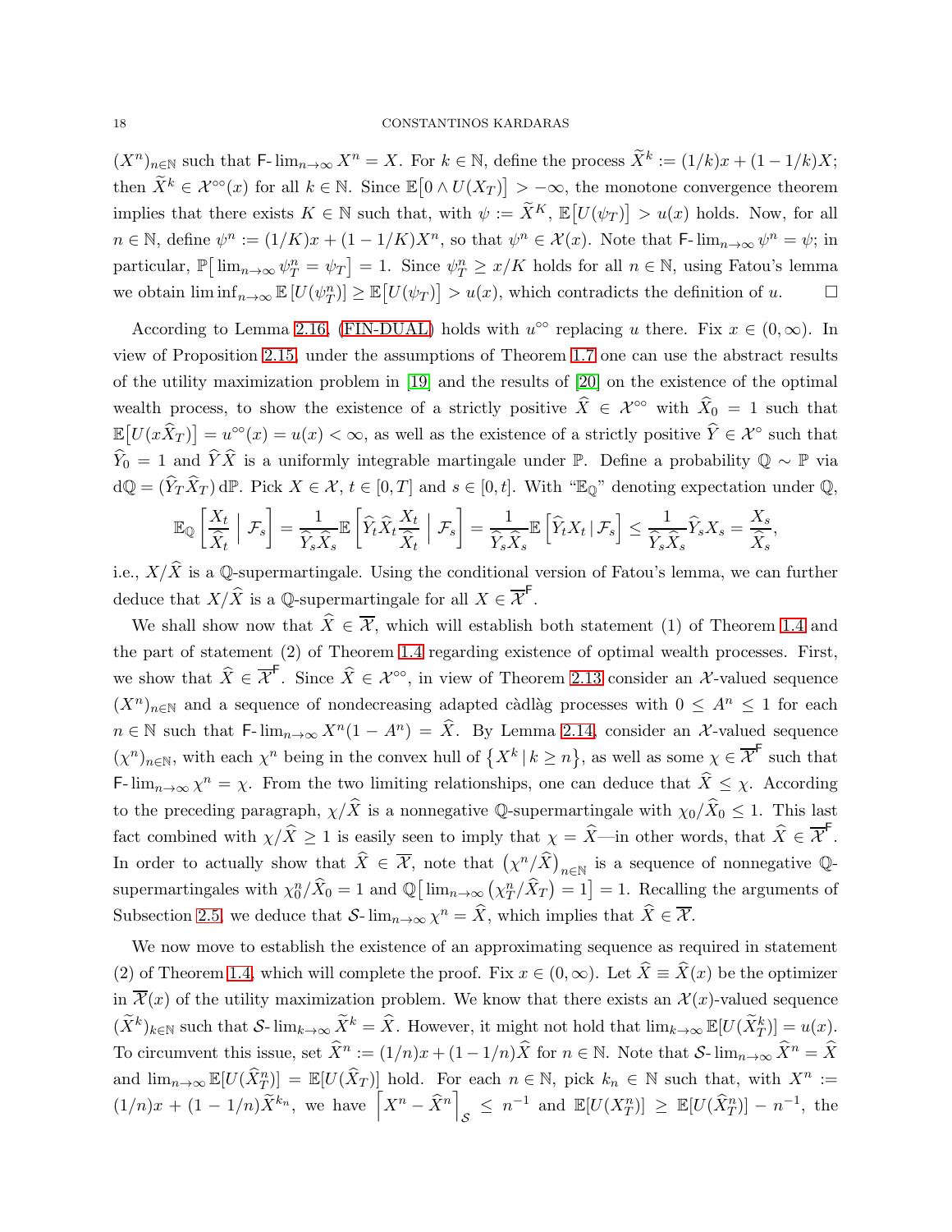$(X^n)_{n \in \mathbb{N}}$ such that $\mathsf{F}\text{-}\lim_{n\to\infty} X^n = X$. For $k \in \mathbb{N}$, define the process $\widetilde{X}^k := (1/k)x + (1 - 1/k)X$; then $\widetilde{X}^k \in \mathcal{X}^{\circ\circ}(x)$ for all $k \in \mathbb{N}$. Since $\mathbb{E}\big[0 \wedge U(X_T)\big] > -\infty$, the monotone convergence theorem implies that there exists $K \in \mathbb{N}$ such that, with $\psi := \widetilde{X}^K$, $\mathbb{E}\big[U(\psi_T)\big] > u(x)$ holds. Now, for all $n \in \mathbb{N}$, define $\psi^n := (1/K)x + (1 - 1/K)X^n$, so that $\psi^n \in \mathcal{X}(x)$. Note that $\mathsf{F}\text{-}\lim_{n\to\infty} \psi^n = \psi$; in particular, $\mathbb{P}\big[\lim_{n\to\infty} \psi^n_T = \psi_T\big] = 1$. Since $\psi^n_T \geq x/K$ holds for all $n \in \mathbb{N}$, using Fatou's lemma we obtain $\liminf_{n\to\infty} \mathbb{E}\left[U(\psi^n_T)\right] \geq \mathbb{E}\big[U(\psi_T)\big] > u(x)$, which contradicts the definition of $u$. $\square$

According to Lemma 2.16, (FIN-DUAL) holds with $u^{\circ\circ}$ replacing $u$ there. Fix $x \in (0, \infty)$. In view of Proposition 2.15, under the assumptions of Theorem 1.7 one can use the abstract results of the utility maximization problem in [19] and the results of [20] on the existence of the optimal wealth process, to show the existence of a strictly positive $\widehat{X} \in \mathcal{X}^{\circ\circ}$ with $\widehat{X}_0 = 1$ such that $\mathbb{E}\big[U(x\widehat{X}_T)\big] = u^{\circ\circ}(x) = u(x) < \infty$, as well as the existence of a strictly positive $\widehat{Y} \in \mathcal{X}^{\circ}$ such that $\widehat{Y}_0 = 1$ and $\widehat{Y}\widehat{X}$ is a uniformly integrable martingale under $\mathbb{P}$. Define a probability $\mathbb{Q} \sim \mathbb{P}$ via $\mathrm{d}\mathbb{Q} = (\widehat{Y}_T \widehat{X}_T)\,\mathrm{d}\mathbb{P}$. Pick $X \in \mathcal{X}$, $t \in [0, T]$ and $s \in [0, t]$. With "$\mathbb{E}_\mathbb{Q}$" denoting expectation under $\mathbb{Q}$,

$$\mathbb{E}_\mathbb{Q}\left[\frac{X_t}{\widehat{X}_t} \;\Big|\; \mathcal{F}_s\right] = \frac{1}{\widehat{Y}_s \widehat{X}_s}\mathbb{E}\left[\widehat{Y}_t \widehat{X}_t \frac{X_t}{\widehat{X}_t} \;\Big|\; \mathcal{F}_s\right] = \frac{1}{\widehat{Y}_s \widehat{X}_s}\mathbb{E}\left[\widehat{Y}_t X_t \,|\, \mathcal{F}_s\right] \leq \frac{1}{\widehat{Y}_s \widehat{X}_s}\widehat{Y}_s X_s = \frac{X_s}{\widehat{X}_s},$$

i.e., $X/\widehat{X}$ is a $\mathbb{Q}$-supermartingale. Using the conditional version of Fatou's lemma, we can further deduce that $X/\widehat{X}$ is a $\mathbb{Q}$-supermartingale for all $X \in \overline{\mathcal{X}}^{\mathsf{F}}$.

We shall show now that $\widehat{X} \in \overline{\mathcal{X}}$, which will establish both statement (1) of Theorem 1.4 and the part of statement (2) of Theorem 1.4 regarding existence of optimal wealth processes. First, we show that $\widehat{X} \in \overline{\mathcal{X}}^{\mathsf{F}}$. Since $\widehat{X} \in \mathcal{X}^{\circ\circ}$, in view of Theorem 2.13 consider an $\mathcal{X}$-valued sequence $(X^n)_{n \in \mathbb{N}}$ and a sequence of nondecreasing adapted càdlàg processes with $0 \leq A^n \leq 1$ for each $n \in \mathbb{N}$ such that $\mathsf{F}\text{-}\lim_{n\to\infty} X^n(1 - A^n) = \widehat{X}$. By Lemma 2.14, consider an $\mathcal{X}$-valued sequence $(\chi^n)_{n \in \mathbb{N}}$, with each $\chi^n$ being in the convex hull of $\left\{X^k \,|\, k \geq n\right\}$, as well as some $\chi \in \overline{\mathcal{X}}^{\mathsf{F}}$ such that $\mathsf{F}\text{-}\lim_{n\to\infty} \chi^n = \chi$. From the two limiting relationships, one can deduce that $\widehat{X} \leq \chi$. According to the preceding paragraph, $\chi/\widehat{X}$ is a nonnegative $\mathbb{Q}$-supermartingale with $\chi_0/\widehat{X}_0 \leq 1$. This last fact combined with $\chi/\widehat{X} \geq 1$ is easily seen to imply that $\chi = \widehat{X}$—in other words, that $\widehat{X} \in \overline{\mathcal{X}}^{\mathsf{F}}$. In order to actually show that $\widehat{X} \in \overline{\mathcal{X}}$, note that $\left(\chi^n/\widehat{X}\right)_{n \in \mathbb{N}}$ is a sequence of nonnegative $\mathbb{Q}$-supermartingales with $\chi^n_0/\widehat{X}_0 = 1$ and $\mathbb{Q}\big[\lim_{n\to\infty}\left(\chi^n_T/\widehat{X}_T\right) = 1\big] = 1$. Recalling the arguments of Subsection 2.5, we deduce that $\mathcal{S}\text{-}\lim_{n\to\infty} \chi^n = \widehat{X}$, which implies that $\widehat{X} \in \overline{\mathcal{X}}$.

We now move to establish the existence of an approximating sequence as required in statement (2) of Theorem 1.4, which will complete the proof. Fix $x \in (0, \infty)$. Let $\widehat{X} \equiv \widehat{X}(x)$ be the optimizer in $\overline{\mathcal{X}}(x)$ of the utility maximization problem. We know that there exists an $\mathcal{X}(x)$-valued sequence $(\widetilde{X}^k)_{k \in \mathbb{N}}$ such that $\mathcal{S}\text{-}\lim_{k\to\infty} \widetilde{X}^k = \widehat{X}$. However, it might not hold that $\lim_{k\to\infty} \mathbb{E}[U(\widetilde{X}^k_T)] = u(x)$. To circumvent this issue, set $\widehat{X}^n := (1/n)x + (1 - 1/n)\widehat{X}$ for $n \in \mathbb{N}$. Note that $\mathcal{S}\text{-}\lim_{n\to\infty} \widehat{X}^n = \widehat{X}$ and $\lim_{n\to\infty} \mathbb{E}[U(\widehat{X}^n_T)] = \mathbb{E}[U(\widehat{X}_T)]$ hold. For each $n \in \mathbb{N}$, pick $k_n \in \mathbb{N}$ such that, with $X^n := (1/n)x + (1 - 1/n)\widetilde{X}^{k_n}$, we have $\left\lceil X^n - \widehat{X}^n \right\rceil_{\mathcal{S}} \leq n^{-1}$ and $\mathbb{E}[U(X^n_T)] \geq \mathbb{E}[U(\widehat{X}^n_T)] - n^{-1}$, the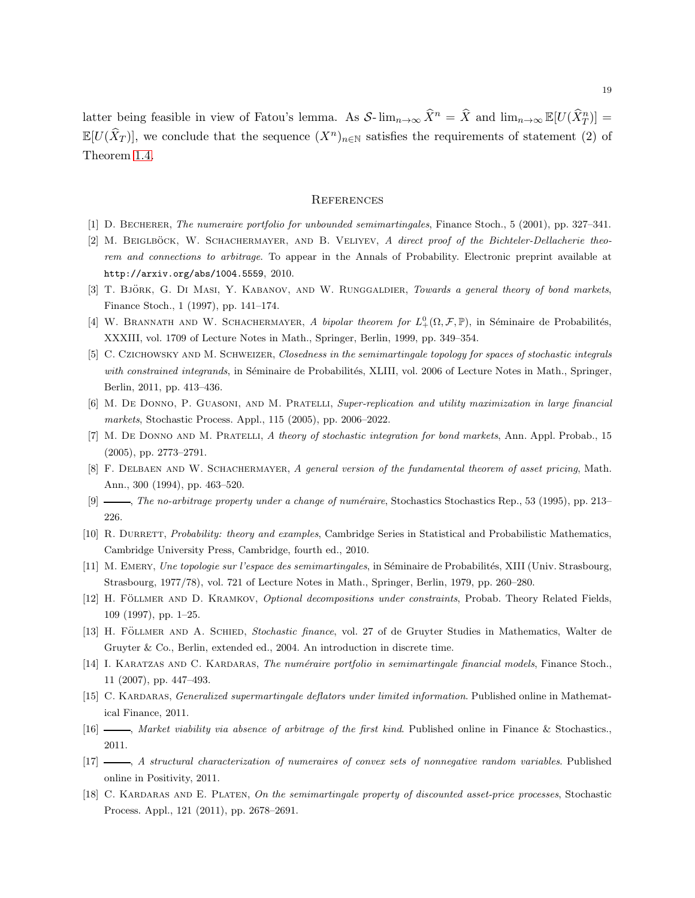latter being feasible in view of Fatou's lemma. As $\mathcal{S}\text{-}\lim_{n\to\infty} \widehat{X}^n = \widehat{X}$ and $\lim_{n\to\infty} \mathbb{E}[U(\widehat{X}^n_T)] = \mathbb{E}[U(\widehat{X}_T)]$, we conclude that the sequence $(X^n)_{n\in\mathbb{N}}$ satisfies the requirements of statement (2) of Theorem 1.4.

## References

[1] D. Becherer, *The numeraire portfolio for unbounded semimartingales*, Finance Stoch., 5 (2001), pp. 327–341.

[2] M. Beiglböck, W. Schachermayer, and B. Veliyev, *A direct proof of the Bichteler-Dellacherie theorem and connections to arbitrage*. To appear in the Annals of Probability. Electronic preprint available at http://arxiv.org/abs/1004.5559, 2010.

[3] T. Björk, G. Di Masi, Y. Kabanov, and W. Runggaldier, *Towards a general theory of bond markets*, Finance Stoch., 1 (1997), pp. 141–174.

[4] W. Brannath and W. Schachermayer, *A bipolar theorem for $L^0_+(\Omega, \mathcal{F}, \mathbb{P})$*, in Séminaire de Probabilités, XXXIII, vol. 1709 of Lecture Notes in Math., Springer, Berlin, 1999, pp. 349–354.

[5] C. Czichowsky and M. Schweizer, *Closedness in the semimartingale topology for spaces of stochastic integrals with constrained integrands*, in Séminaire de Probabilités, XLIII, vol. 2006 of Lecture Notes in Math., Springer, Berlin, 2011, pp. 413–436.

[6] M. De Donno, P. Guasoni, and M. Pratelli, *Super-replication and utility maximization in large financial markets*, Stochastic Process. Appl., 115 (2005), pp. 2006–2022.

[7] M. De Donno and M. Pratelli, *A theory of stochastic integration for bond markets*, Ann. Appl. Probab., 15 (2005), pp. 2773–2791.

[8] F. Delbaen and W. Schachermayer, *A general version of the fundamental theorem of asset pricing*, Math. Ann., 300 (1994), pp. 463–520.

[9] ———, *The no-arbitrage property under a change of numéraire*, Stochastics Stochastics Rep., 53 (1995), pp. 213–226.

[10] R. Durrett, *Probability: theory and examples*, Cambridge Series in Statistical and Probabilistic Mathematics, Cambridge University Press, Cambridge, fourth ed., 2010.

[11] M. Emery, *Une topologie sur l'espace des semimartingales*, in Séminaire de Probabilités, XIII (Univ. Strasbourg, Strasbourg, 1977/78), vol. 721 of Lecture Notes in Math., Springer, Berlin, 1979, pp. 260–280.

[12] H. Föllmer and D. Kramkov, *Optional decompositions under constraints*, Probab. Theory Related Fields, 109 (1997), pp. 1–25.

[13] H. Föllmer and A. Schied, *Stochastic finance*, vol. 27 of de Gruyter Studies in Mathematics, Walter de Gruyter & Co., Berlin, extended ed., 2004. An introduction in discrete time.

[14] I. Karatzas and C. Kardaras, *The numéraire portfolio in semimartingale financial models*, Finance Stoch., 11 (2007), pp. 447–493.

[15] C. Kardaras, *Generalized supermartingale deflators under limited information*. Published online in Mathematical Finance, 2011.

[16] ———, *Market viability via absence of arbitrage of the first kind*. Published online in Finance & Stochastics., 2011.

[17] ———, *A structural characterization of numeraires of convex sets of nonnegative random variables*. Published online in Positivity, 2011.

[18] C. Kardaras and E. Platen, *On the semimartingale property of discounted asset-price processes*, Stochastic Process. Appl., 121 (2011), pp. 2678–2691.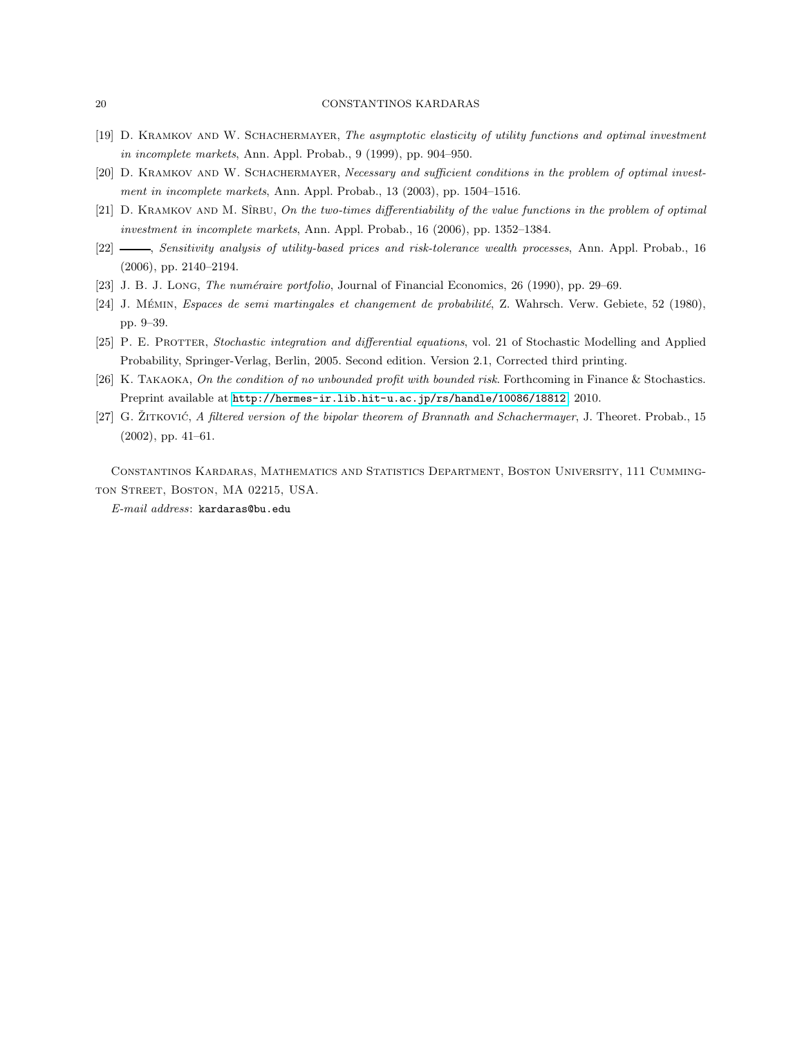[19] D. Kramkov and W. Schachermayer, *The asymptotic elasticity of utility functions and optimal investment in incomplete markets*, Ann. Appl. Probab., 9 (1999), pp. 904–950.

[20] D. Kramkov and W. Schachermayer, *Necessary and sufficient conditions in the problem of optimal investment in incomplete markets*, Ann. Appl. Probab., 13 (2003), pp. 1504–1516.

[21] D. Kramkov and M. Sîrbu, *On the two-times differentiability of the value functions in the problem of optimal investment in incomplete markets*, Ann. Appl. Probab., 16 (2006), pp. 1352–1384.

[22] ———, *Sensitivity analysis of utility-based prices and risk-tolerance wealth processes*, Ann. Appl. Probab., 16 (2006), pp. 2140–2194.

[23] J. B. J. Long, *The numéraire portfolio*, Journal of Financial Economics, 26 (1990), pp. 29–69.

[24] J. Mémin, *Espaces de semi martingales et changement de probabilité*, Z. Wahrsch. Verw. Gebiete, 52 (1980), pp. 9–39.

[25] P. E. Protter, *Stochastic integration and differential equations*, vol. 21 of Stochastic Modelling and Applied Probability, Springer-Verlag, Berlin, 2005. Second edition. Version 2.1, Corrected third printing.

[26] K. Takaoka, *On the condition of no unbounded profit with bounded risk*. Forthcoming in Finance & Stochastics. Preprint available at http://hermes-ir.lib.hit-u.ac.jp/rs/handle/10086/18812, 2010.

[27] G. Žitković, *A filtered version of the bipolar theorem of Brannath and Schachermayer*, J. Theoret. Probab., 15 (2002), pp. 41–61.

Constantinos Kardaras, Mathematics and Statistics Department, Boston University, 111 Cummington Street, Boston, MA 02215, USA.

*E-mail address*: kardaras@bu.edu